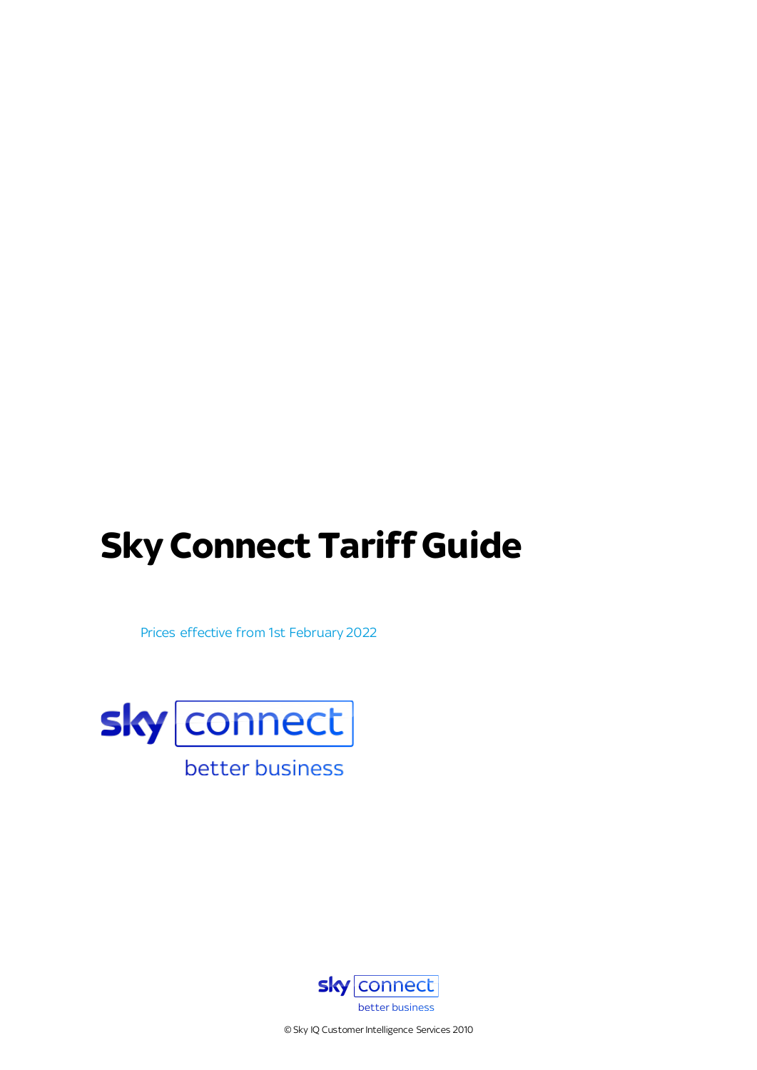# Sky Connect Tariff Guide

Prices effective from 1st February 2022

sky connect

better business

sky connect

better business

© Sky IQ Customer Intelligence Services 2010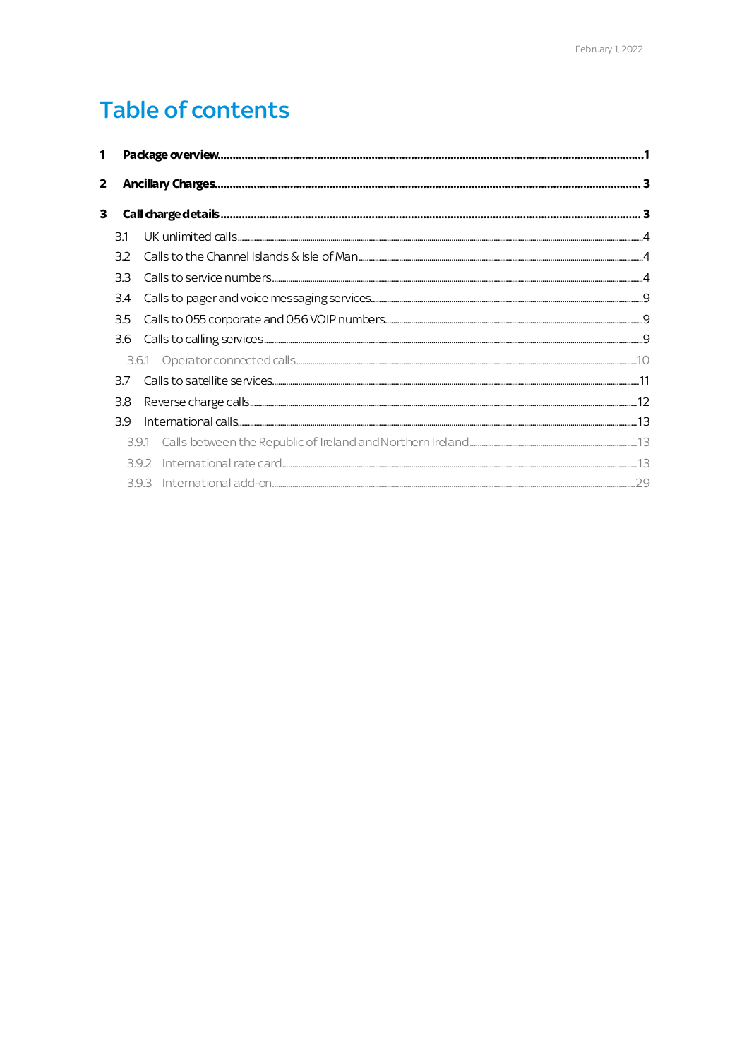# Table of contents

1 **Package overview** ........................................................ 1

2 **Ancillary Charges** ........................................................ 3

3 **Call charge details** ........................................................ 3

- 3.1 UK unlimited calls ........................................................ 4
- 3.2 Calls to the Channel Islands & Isle of Man ........................................................ 4
- 3.3 Calls to service numbers ........................................................ 4
- 3.4 Calls to pager and voice messaging services ........................................................ 9
- 3.5 Calls to 055 corporate and 056 VOIP numbers ........................................................ 9
- 3.6 Calls to calling services ........................................................ 9
  - 3.6.1 Operator connected calls ........................................................ 10
- 3.7 Calls to satellite services ........................................................ 11
- 3.8 Reverse charge calls ........................................................ 12
- 3.9 International calls ........................................................ 13
  - 3.9.1 Calls between the Republic of Ireland and Northern Ireland ........................................................ 13
  - 3.9.2 International rate card ........................................................ 13
  - 3.9.3 International add-on ........................................................ 29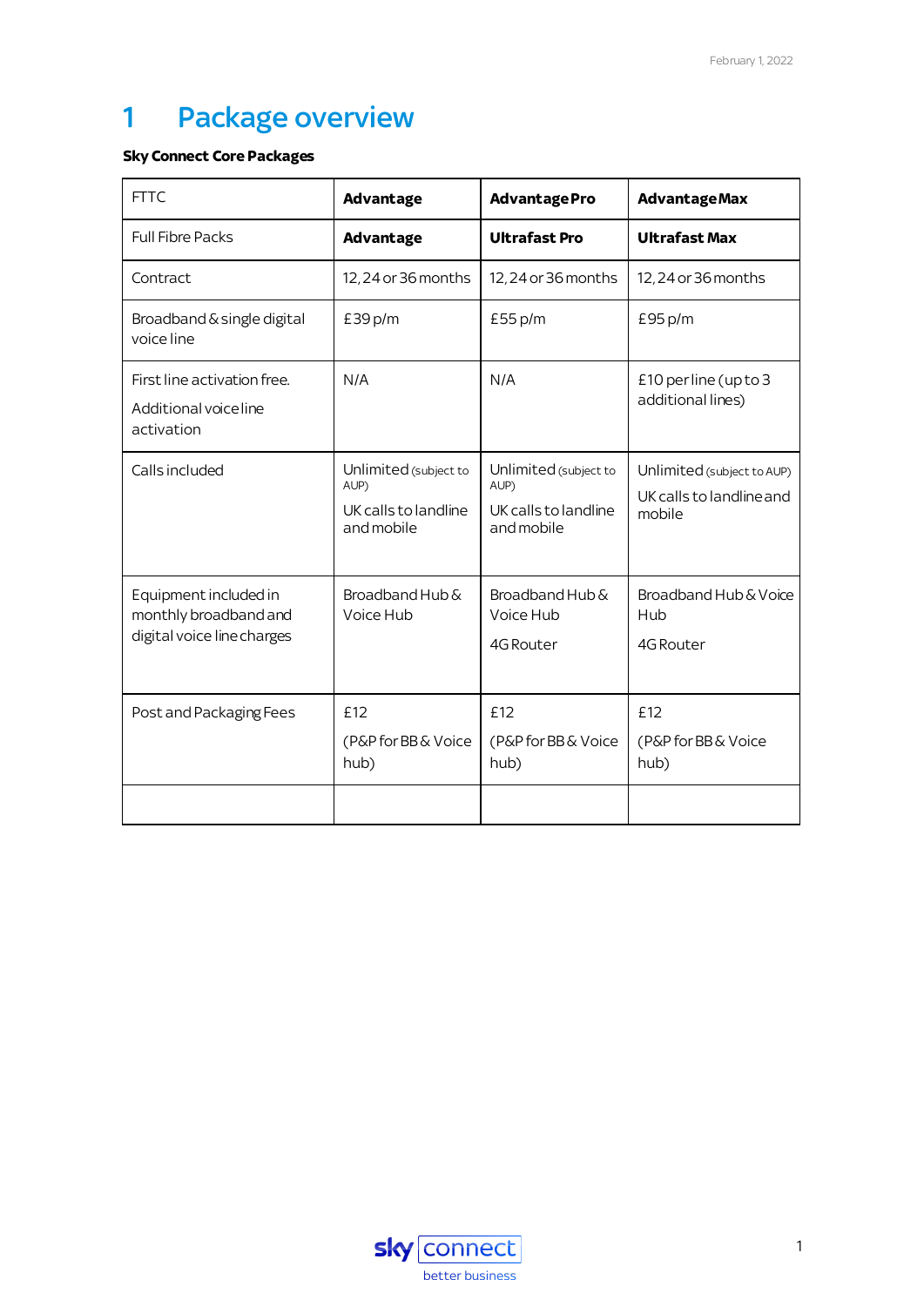# 1 Package overview

**Sky Connect Core Packages**

| FTTC | **Advantage** | **Advantage Pro** | **Advantage Max** |
|---|---|---|---|
| Full Fibre Packs | **Advantage** | **Ultrafast Pro** | **Ultrafast Max** |
| Contract | 12, 24 or 36 months | 12, 24 or 36 months | 12, 24 or 36 months |
| Broadband & single digital voice line | £39 p/m | £55 p/m | £95 p/m |
| First line activation free. Additional voice line activation | N/A | N/A | £10 per line (up to 3 additional lines) |
| Calls included | Unlimited (subject to AUP) UK calls to landline and mobile | Unlimited (subject to AUP) UK calls to landline and mobile | Unlimited (subject to AUP) UK calls to landline and mobile |
| Equipment included in monthly broadband and digital voice line charges | Broadband Hub & Voice Hub | Broadband Hub & Voice Hub 4G Router | Broadband Hub & Voice Hub 4G Router |
| Post and Packaging Fees | £12 (P&P for BB & Voice hub) | £12 (P&P for BB & Voice hub) | £12 (P&P for BB & Voice hub) |
| | | | |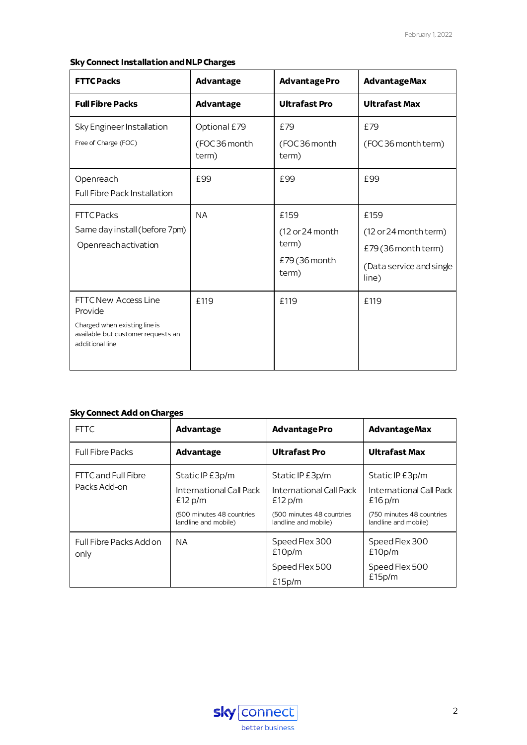**Sky Connect Installation and NLP Charges**

| FTTC Packs | Advantage | Advantage Pro | Advantage Max |
|---|---|---|---|
| **Full Fibre Packs** | **Advantage** | **Ultrafast Pro** | **Ultrafast Max** |
| Sky Engineer Installation<br>Free of Charge (FOC) | Optional £79<br>(FOC 36 month term) | £79<br>(FOC 36 month term) | £79<br>(FOC 36 month term) |
| Openreach<br>Full Fibre Pack Installation | £99 | £99 | £99 |
| FTTC Packs<br>Same day install (before 7pm)<br>Openreach activation | NA | £159<br>(12 or 24 month term)<br>£79 (36 month term) | £159<br>(12 or 24 month term)<br>£79 (36 month term)<br>(Data service and single line) |
| FTTC New Access Line Provide<br>Charged when existing line is available but customer requests an additional line | £119 | £119 | £119 |

**Sky Connect Add on Charges**

| FTTC | Advantage | Advantage Pro | Advantage Max |
|---|---|---|---|
| Full Fibre Packs | **Advantage** | **Ultrafast Pro** | **Ultrafast Max** |
| FTTC and Full Fibre Packs Add-on | Static IP £3p/m<br>International Call Pack £12 p/m<br>(500 minutes 48 countries landline and mobile) | Static IP £3p/m<br>International Call Pack £12 p/m<br>(500 minutes 48 countries landline and mobile) | Static IP £3p/m<br>International Call Pack £16 p/m<br>(750 minutes 48 countries landline and mobile) |
| Full Fibre Packs Add on only | NA | Speed Flex 300 £10p/m<br>Speed Flex 500<br>£15p/m | Speed Flex 300 £10p/m<br>Speed Flex 500 £15p/m |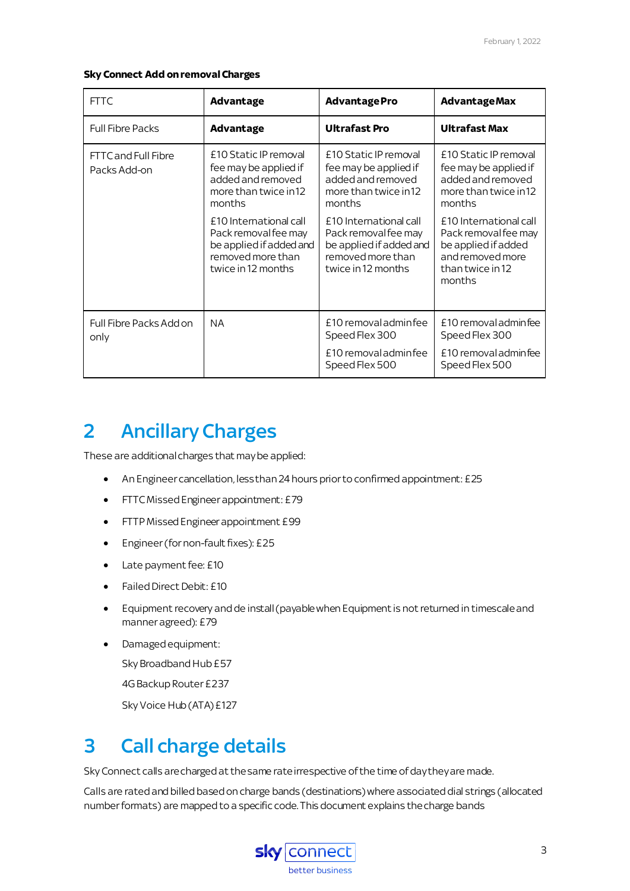**Sky Connect Add on removal Charges**

| FTTC | **Advantage** | **Advantage Pro** | **Advantage Max** |
|---|---|---|---|
| Full Fibre Packs | **Advantage** | **Ultrafast Pro** | **Ultrafast Max** |
| FTTC and Full Fibre Packs Add-on | £10 Static IP removal fee may be applied if added and removed more than twice in 12 months<br><br>£10 International call Pack removal fee may be applied if added and removed more than twice in 12 months | £10 Static IP removal fee may be applied if added and removed more than twice in 12 months<br><br>£10 International call Pack removal fee may be applied if added and removed more than twice in 12 months | £10 Static IP removal fee may be applied if added and removed more than twice in 12 months<br><br>£10 International call Pack removal fee may be applied if added and removed more than twice in 12 months |
| Full Fibre Packs Add on only | NA | £10 removal admin fee Speed Flex 300<br><br>£10 removal admin fee Speed Flex 500 | £10 removal admin fee Speed Flex 300<br><br>£10 removal admin fee Speed Flex 500 |

# 2 Ancillary Charges

These are additional charges that may be applied:

- An Engineer cancellation, less than 24 hours prior to confirmed appointment: £25
- FTTC Missed Engineer appointment: £79
- FTTP Missed Engineer appointment £99
- Engineer (for non-fault fixes): £25
- Late payment fee: £10
- Failed Direct Debit: £10
- Equipment recovery and de install (payable when Equipment is not returned in timescale and manner agreed): £79
- Damaged equipment:

  Sky Broadband Hub £57

  4G Backup Router £237

  Sky Voice Hub (ATA) £127

# 3 Call charge details

Sky Connect calls are charged at the same rate irrespective of the time of day they are made.

Calls are rated and billed based on charge bands (destinations) where associated dial strings (allocated number formats) are mapped to a specific code. This document explains the charge bands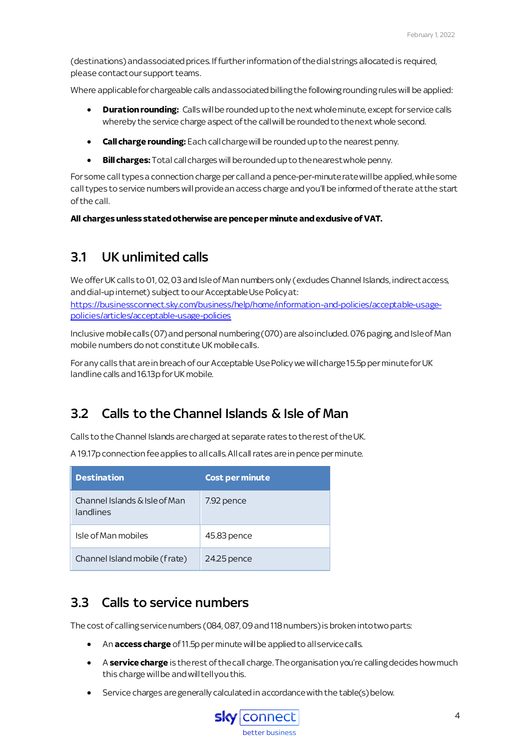(destinations) and associated prices. If further information of the dial strings allocated is required, please contact our support teams.

Where applicable for chargeable calls and associated billing the following rounding rules will be applied:

- **Duration rounding:** Calls will be rounded up to the next whole minute, except for service calls whereby the service charge aspect of the call will be rounded to the next whole second.
- **Call charge rounding:** Each call charge will be rounded up to the nearest penny.
- **Bill charges:** Total call charges will be rounded up to the nearest whole penny.

For some call types a connection charge per call and a pence-per-minute rate will be applied, while some call types to service numbers will provide an access charge and you'll be informed of the rate at the start of the call.

**All charges unless stated otherwise are pence per minute and exclusive of VAT.**

## 3.1 UK unlimited calls

We offer UK calls to 01, 02, 03 and Isle of Man numbers only (excludes Channel Islands, indirect access, and dial-up internet) subject to our Acceptable Use Policy at: [https://businessconnect.sky.com/business/help/home/information-and-policies/acceptable-usage-policies/articles/acceptable-usage-policies](https://businessconnect.sky.com/business/help/home/information-and-policies/acceptable-usage-policies/articles/acceptable-usage-policies)

Inclusive mobile calls (07) and personal numbering (070) are also included. 076 paging, and Isle of Man mobile numbers do not constitute UK mobile calls.

For any calls that are in breach of our Acceptable Use Policy we will charge 15.5p per minute for UK landline calls and 16.13p for UK mobile.

## 3.2 Calls to the Channel Islands & Isle of Man

Calls to the Channel Islands are charged at separate rates to the rest of the UK.

A 19.17p connection fee applies to all calls. All call rates are in pence per minute.

| Destination | Cost per minute |
|---|---|
| Channel Islands & Isle of Man landlines | 7.92 pence |
| Isle of Man mobiles | 45.83 pence |
| Channel Island mobile (f rate) | 24.25 pence |

## 3.3 Calls to service numbers

The cost of calling service numbers (084, 087, 09 and 118 numbers) is broken into two parts:

- An **access charge** of 11.5p per minute will be applied to all service calls.
- A **service charge** is the rest of the call charge. The organisation you're calling decides how much this charge will be and will tell you this.
- Service charges are generally calculated in accordance with the table(s) below.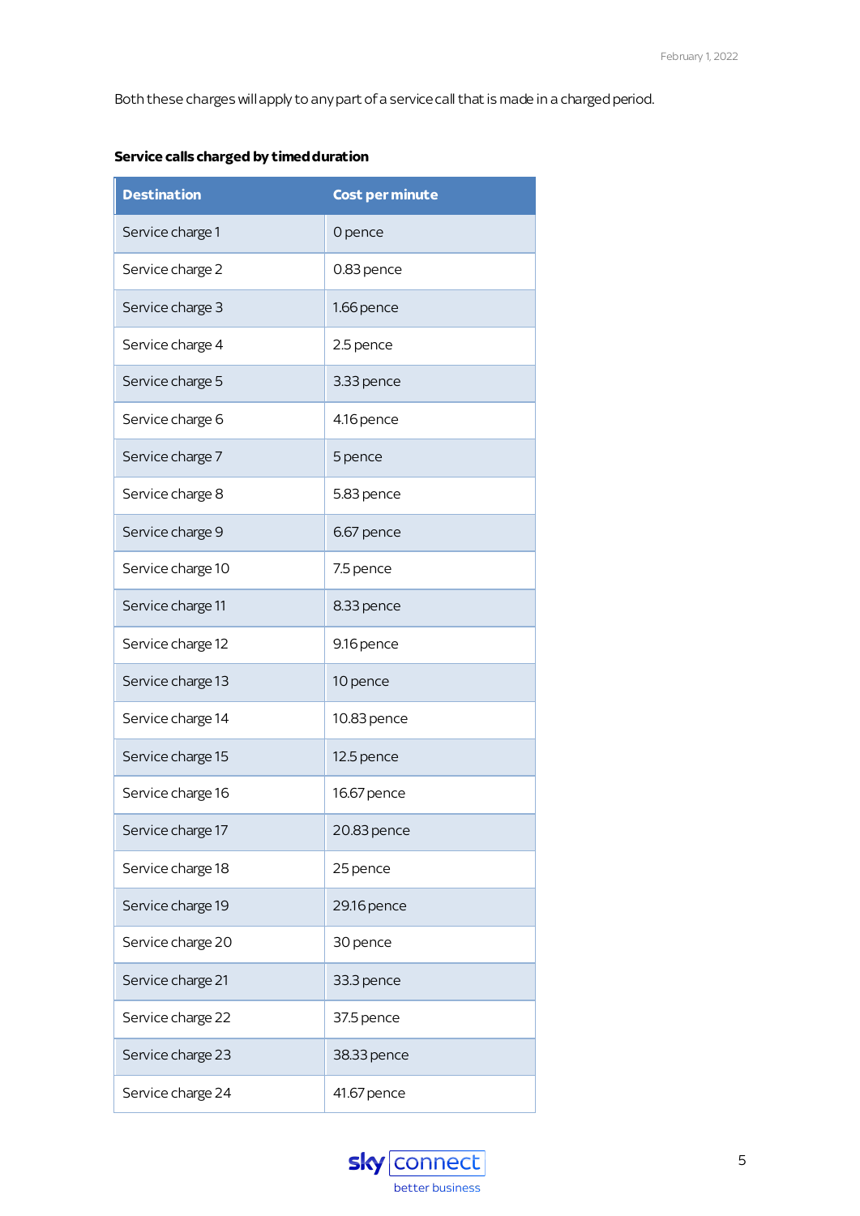Both these charges will apply to any part of a service call that is made in a charged period.

**Service calls charged by timed duration**

| Destination | Cost per minute |
|---|---|
| Service charge 1 | 0 pence |
| Service charge 2 | 0.83 pence |
| Service charge 3 | 1.66 pence |
| Service charge 4 | 2.5 pence |
| Service charge 5 | 3.33 pence |
| Service charge 6 | 4.16 pence |
| Service charge 7 | 5 pence |
| Service charge 8 | 5.83 pence |
| Service charge 9 | 6.67 pence |
| Service charge 10 | 7.5 pence |
| Service charge 11 | 8.33 pence |
| Service charge 12 | 9.16 pence |
| Service charge 13 | 10 pence |
| Service charge 14 | 10.83 pence |
| Service charge 15 | 12.5 pence |
| Service charge 16 | 16.67 pence |
| Service charge 17 | 20.83 pence |
| Service charge 18 | 25 pence |
| Service charge 19 | 29.16 pence |
| Service charge 20 | 30 pence |
| Service charge 21 | 33.3 pence |
| Service charge 22 | 37.5 pence |
| Service charge 23 | 38.33 pence |
| Service charge 24 | 41.67 pence |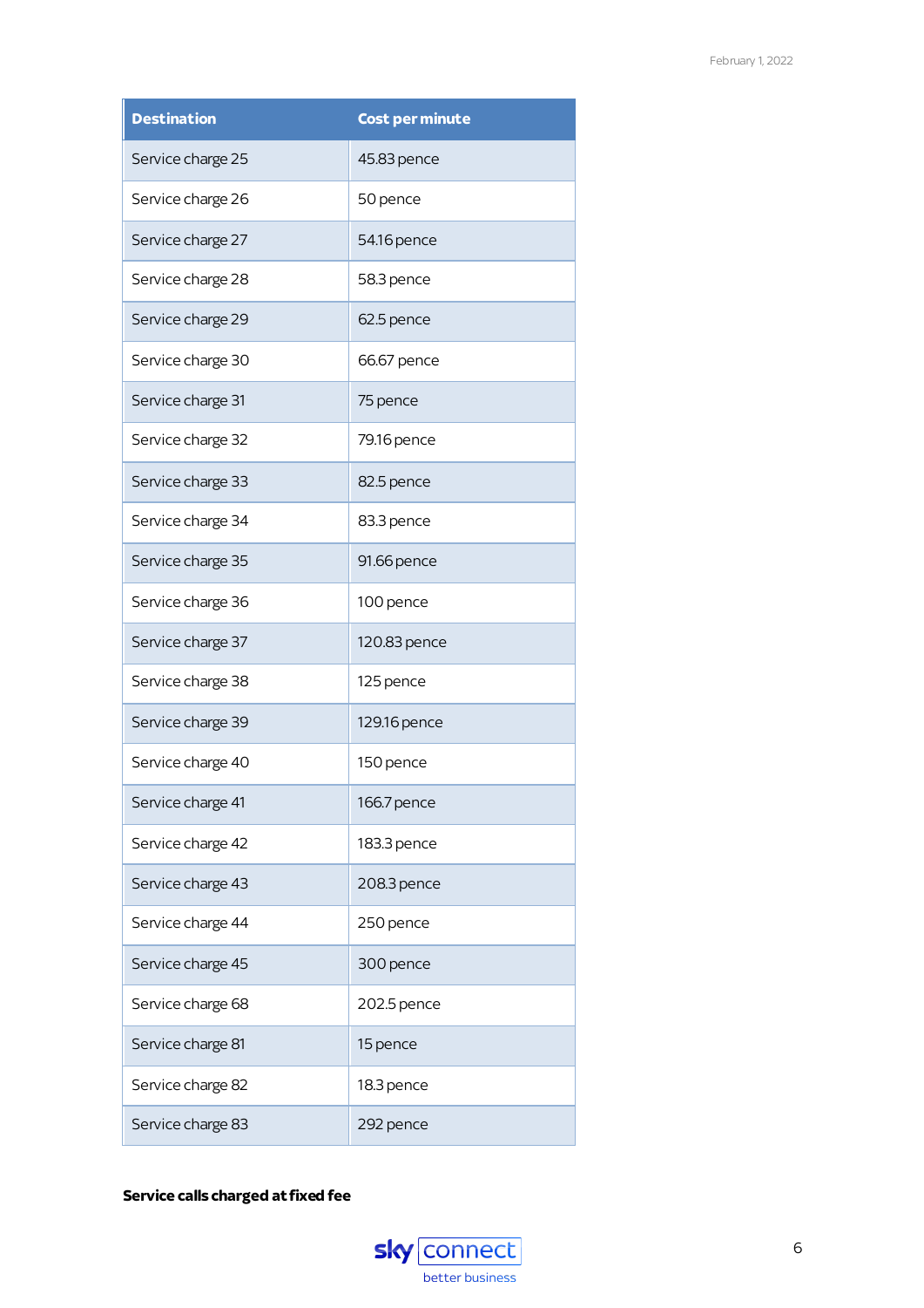| Destination | Cost per minute |
|---|---|
| Service charge 25 | 45.83 pence |
| Service charge 26 | 50 pence |
| Service charge 27 | 54.16 pence |
| Service charge 28 | 58.3 pence |
| Service charge 29 | 62.5 pence |
| Service charge 30 | 66.67 pence |
| Service charge 31 | 75 pence |
| Service charge 32 | 79.16 pence |
| Service charge 33 | 82.5 pence |
| Service charge 34 | 83.3 pence |
| Service charge 35 | 91.66 pence |
| Service charge 36 | 100 pence |
| Service charge 37 | 120.83 pence |
| Service charge 38 | 125 pence |
| Service charge 39 | 129.16 pence |
| Service charge 40 | 150 pence |
| Service charge 41 | 166.7 pence |
| Service charge 42 | 183.3 pence |
| Service charge 43 | 208.3 pence |
| Service charge 44 | 250 pence |
| Service charge 45 | 300 pence |
| Service charge 68 | 202.5 pence |
| Service charge 81 | 15 pence |
| Service charge 82 | 18.3 pence |
| Service charge 83 | 292 pence |

**Service calls charged at fixed fee**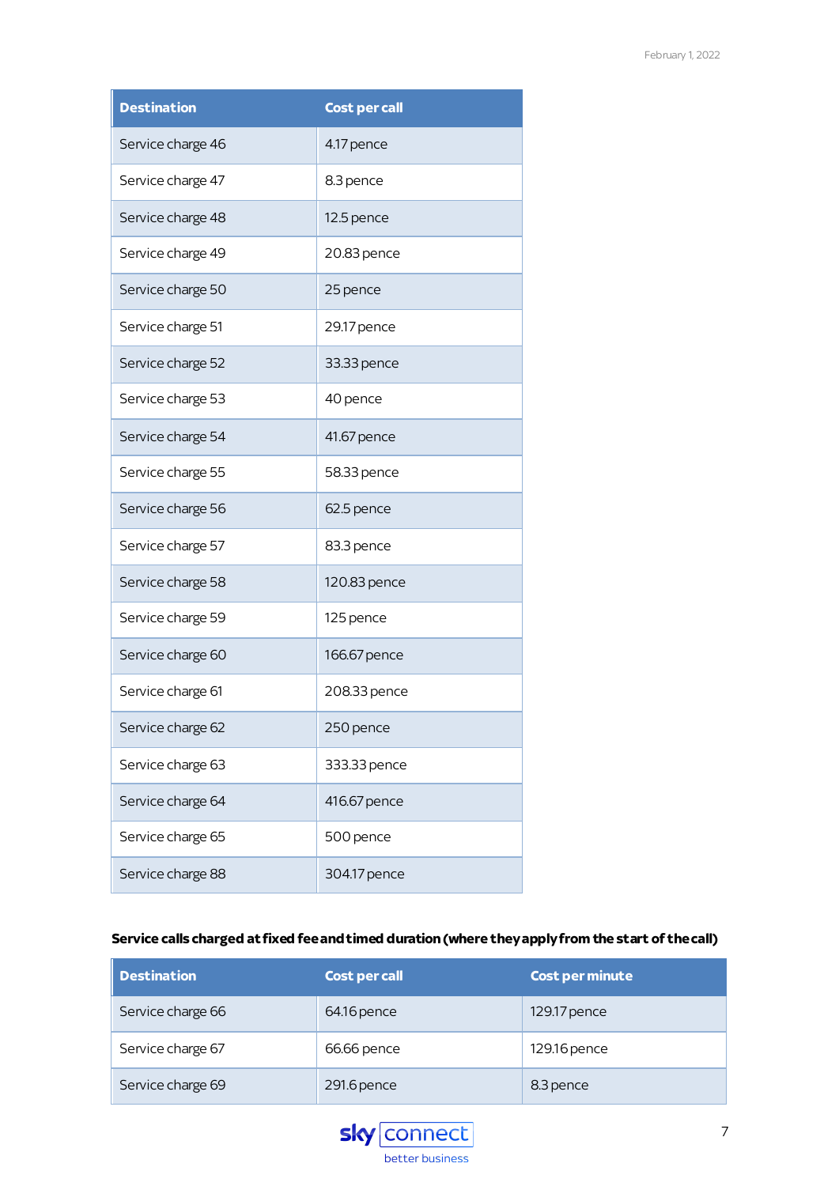| Destination | Cost per call |
|---|---|
| Service charge 46 | 4.17 pence |
| Service charge 47 | 8.3 pence |
| Service charge 48 | 12.5 pence |
| Service charge 49 | 20.83 pence |
| Service charge 50 | 25 pence |
| Service charge 51 | 29.17 pence |
| Service charge 52 | 33.33 pence |
| Service charge 53 | 40 pence |
| Service charge 54 | 41.67 pence |
| Service charge 55 | 58.33 pence |
| Service charge 56 | 62.5 pence |
| Service charge 57 | 83.3 pence |
| Service charge 58 | 120.83 pence |
| Service charge 59 | 125 pence |
| Service charge 60 | 166.67 pence |
| Service charge 61 | 208.33 pence |
| Service charge 62 | 250 pence |
| Service charge 63 | 333.33 pence |
| Service charge 64 | 416.67 pence |
| Service charge 65 | 500 pence |
| Service charge 88 | 304.17 pence |

**Service calls charged at fixed fee and timed duration (where they apply from the start of the call)**

| Destination | Cost per call | Cost per minute |
|---|---|---|
| Service charge 66 | 64.16 pence | 129.17 pence |
| Service charge 67 | 66.66 pence | 129.16 pence |
| Service charge 69 | 291.6 pence | 8.3 pence |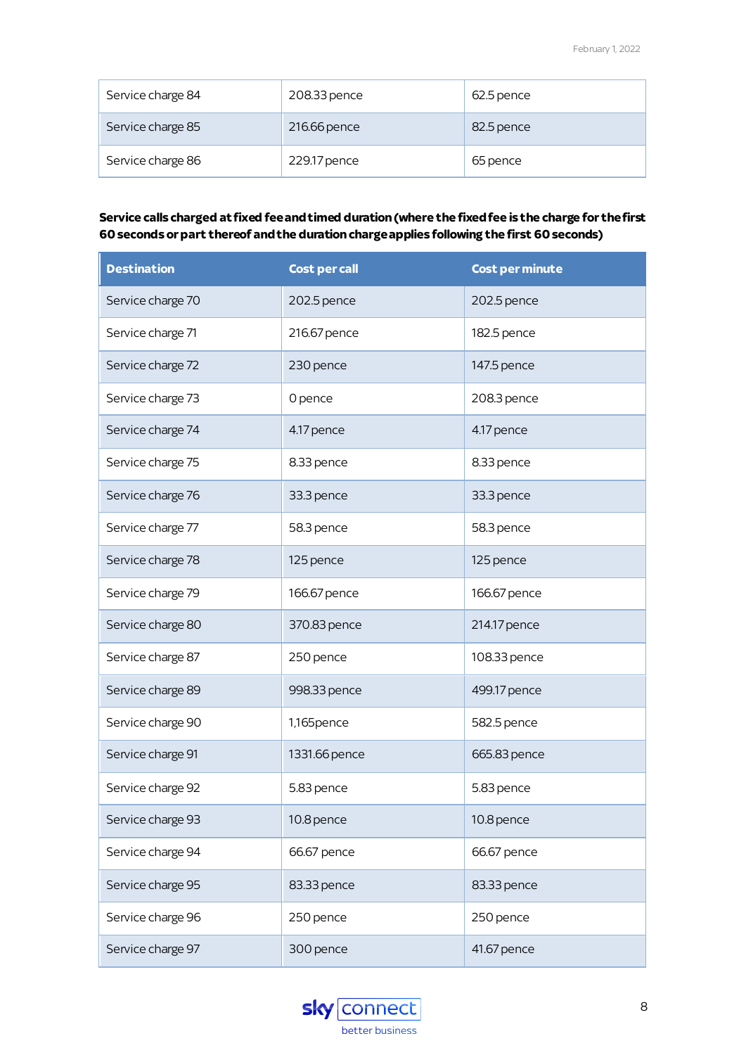| Service charge 84 | 208.33 pence | 62.5 pence |
|---|---|---|
| Service charge 85 | 216.66 pence | 82.5 pence |
| Service charge 86 | 229.17 pence | 65 pence |

**Service calls charged at fixed fee and timed duration (where the fixed fee is the charge for the first 60 seconds or part thereof and the duration charge applies following the first 60 seconds)**

| Destination | Cost per call | Cost per minute |
|---|---|---|
| Service charge 70 | 202.5 pence | 202.5 pence |
| Service charge 71 | 216.67 pence | 182.5 pence |
| Service charge 72 | 230 pence | 147.5 pence |
| Service charge 73 | 0 pence | 208.3 pence |
| Service charge 74 | 4.17 pence | 4.17 pence |
| Service charge 75 | 8.33 pence | 8.33 pence |
| Service charge 76 | 33.3 pence | 33.3 pence |
| Service charge 77 | 58.3 pence | 58.3 pence |
| Service charge 78 | 125 pence | 125 pence |
| Service charge 79 | 166.67 pence | 166.67 pence |
| Service charge 80 | 370.83 pence | 214.17 pence |
| Service charge 87 | 250 pence | 108.33 pence |
| Service charge 89 | 998.33 pence | 499.17 pence |
| Service charge 90 | 1,165pence | 582.5 pence |
| Service charge 91 | 1331.66 pence | 665.83 pence |
| Service charge 92 | 5.83 pence | 5.83 pence |
| Service charge 93 | 10.8 pence | 10.8 pence |
| Service charge 94 | 66.67 pence | 66.67 pence |
| Service charge 95 | 83.33 pence | 83.33 pence |
| Service charge 96 | 250 pence | 250 pence |
| Service charge 97 | 300 pence | 41.67 pence |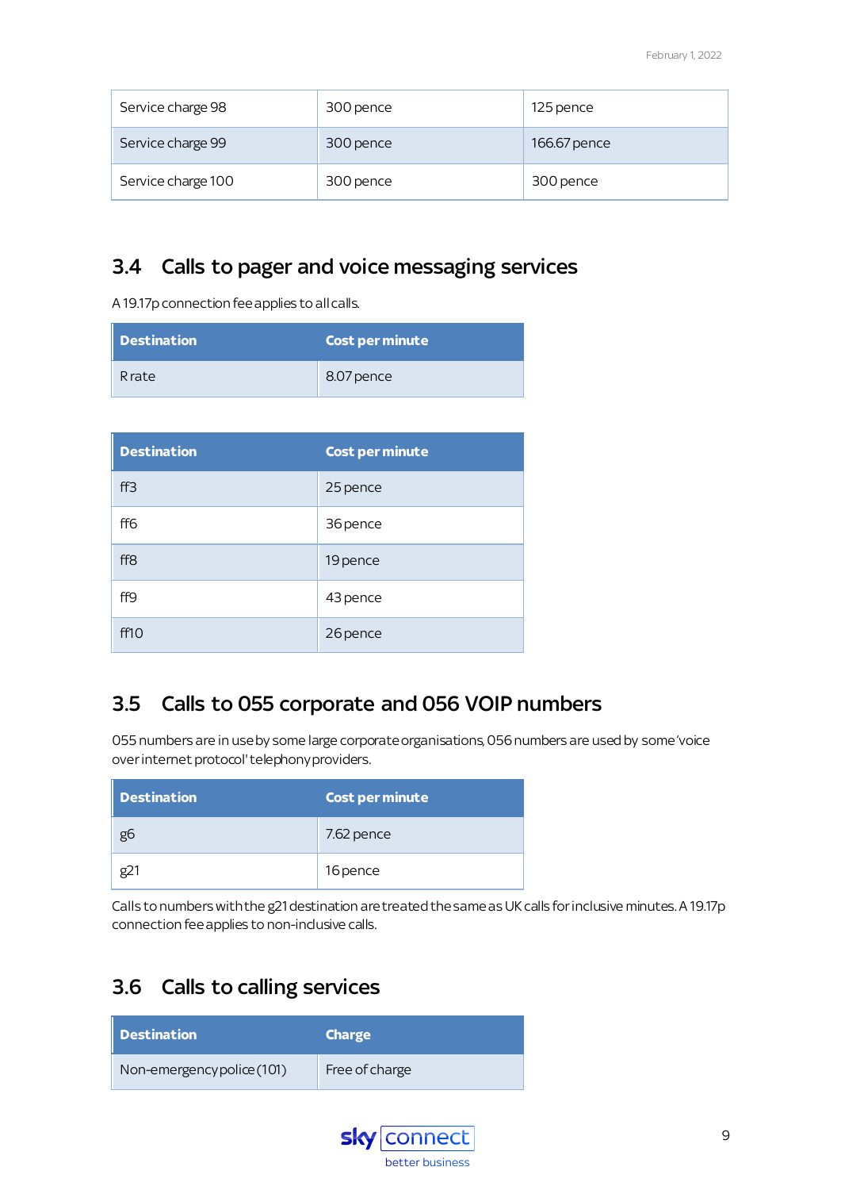| Service charge 98 | 300 pence | 125 pence |
|---|---|---|
| Service charge 99 | 300 pence | 166.67 pence |
| Service charge 100 | 300 pence | 300 pence |

## 3.4 Calls to pager and voice messaging services

A 19.17p connection fee applies to all calls.

| Destination | Cost per minute |
|---|---|
| R rate | 8.07 pence |

| Destination | Cost per minute |
|---|---|
| ff3 | 25 pence |
| ff6 | 36 pence |
| ff8 | 19 pence |
| ff9 | 43 pence |
| ff10 | 26 pence |

## 3.5 Calls to 055 corporate and 056 VOIP numbers

055 numbers are in use by some large corporate organisations, 056 numbers are used by some 'voice over internet protocol' telephony providers.

| Destination | Cost per minute |
|---|---|
| g6 | 7.62 pence |
| g21 | 16 pence |

Calls to numbers with the g21 destination are treated the same as UK calls for inclusive minutes. A 19.17p connection fee applies to non-inclusive calls.

## 3.6 Calls to calling services

| Destination | Charge |
|---|---|
| Non-emergency police (101) | Free of charge |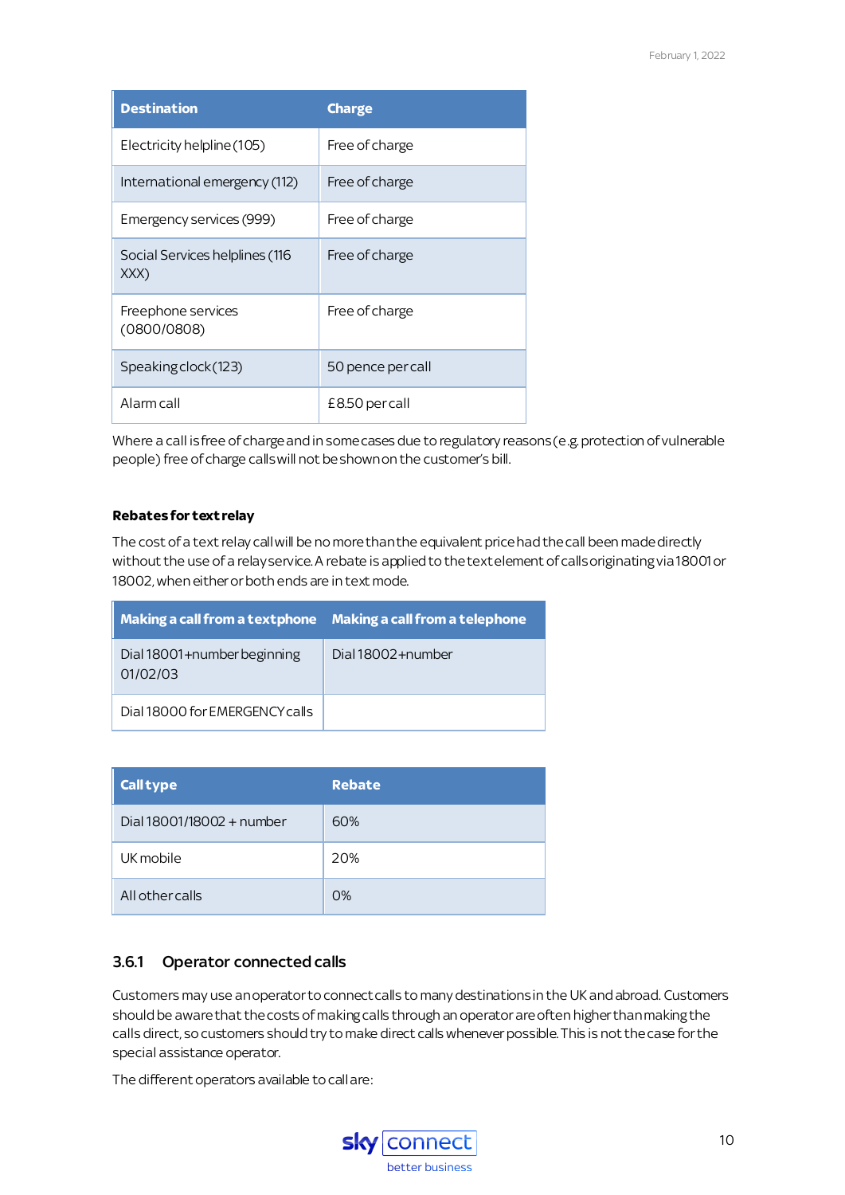| Destination | Charge |
| --- | --- |
| Electricity helpline (105) | Free of charge |
| International emergency (112) | Free of charge |
| Emergency services (999) | Free of charge |
| Social Services helplines (116 XXX) | Free of charge |
| Freephone services (0800/0808) | Free of charge |
| Speaking clock (123) | 50 pence per call |
| Alarm call | £8.50 per call |

Where a call is free of charge and in some cases due to regulatory reasons (e.g. protection of vulnerable people) free of charge calls will not be shown on the customer's bill.

**Rebates for text relay**

The cost of a text relay call will be no more than the equivalent price had the call been made directly without the use of a relay service. A rebate is applied to the text element of calls originating via 18001 or 18002, when either or both ends are in text mode.

| Making a call from a textphone | Making a call from a telephone |
| --- | --- |
| Dial 18001+number beginning 01/02/03 | Dial 18002+number |
| Dial 18000 for EMERGENCY calls | |

| Call type | Rebate |
| --- | --- |
| Dial 18001/18002 + number | 60% |
| UK mobile | 20% |
| All other calls | 0% |

### 3.6.1 Operator connected calls

Customers may use an operator to connect calls to many destinations in the UK and abroad. Customers should be aware that the costs of making calls through an operator are often higher than making the calls direct, so customers should try to make direct calls whenever possible. This is not the case for the special assistance operator.

The different operators available to call are: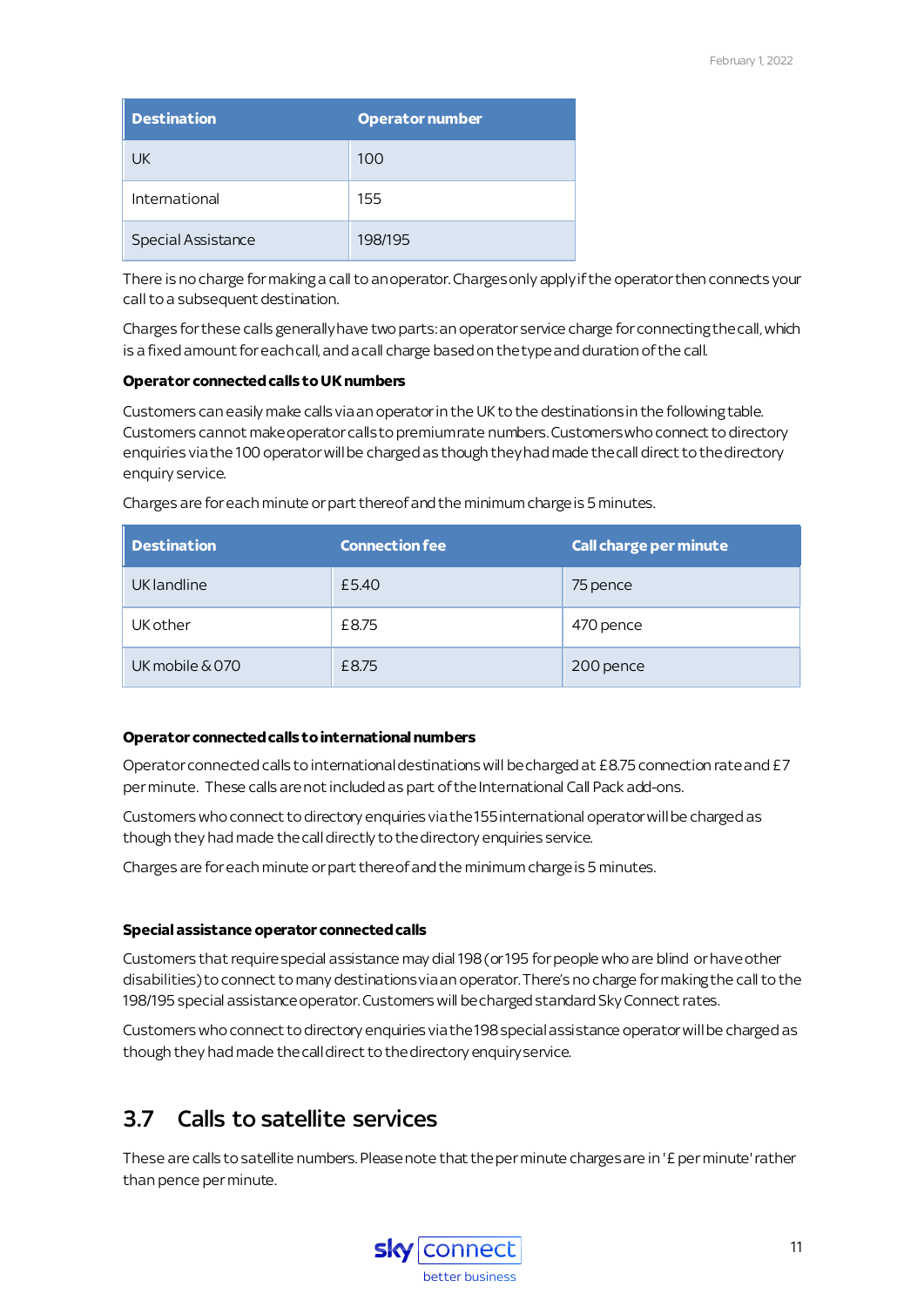| Destination | Operator number |
| --- | --- |
| UK | 100 |
| International | 155 |
| Special Assistance | 198/195 |

There is no charge for making a call to an operator. Charges only apply if the operator then connects your call to a subsequent destination.

Charges for these calls generally have two parts: an operator service charge for connecting the call, which is a fixed amount for each call, and a call charge based on the type and duration of the call.

**Operator connected calls to UK numbers**

Customers can easily make calls via an operator in the UK to the destinations in the following table. Customers cannot make operator calls to premium rate numbers. Customers who connect to directory enquiries via the 100 operator will be charged as though they had made the call direct to the directory enquiry service.

Charges are for each minute or part thereof and the minimum charge is 5 minutes.

| Destination | Connection fee | Call charge per minute |
| --- | --- | --- |
| UK landline | £5.40 | 75 pence |
| UK other | £8.75 | 470 pence |
| UK mobile & 070 | £8.75 | 200 pence |

**Operator connected calls to international numbers**

Operator connected calls to international destinations will be charged at £8.75 connection rate and £7 per minute. These calls are not included as part of the International Call Pack add-ons.

Customers who connect to directory enquiries via the 155 international operator will be charged as though they had made the call directly to the directory enquiries service.

Charges are for each minute or part thereof and the minimum charge is 5 minutes.

**Special assistance operator connected calls**

Customers that require special assistance may dial 198 (or 195 for people who are blind or have other disabilities) to connect to many destinations via an operator. There's no charge for making the call to the 198/195 special assistance operator. Customers will be charged standard Sky Connect rates.

Customers who connect to directory enquiries via the 198 special assistance operator will be charged as though they had made the call direct to the directory enquiry service.

## 3.7 Calls to satellite services

These are calls to satellite numbers. Please note that the per minute charges are in '£ per minute' rather than pence per minute.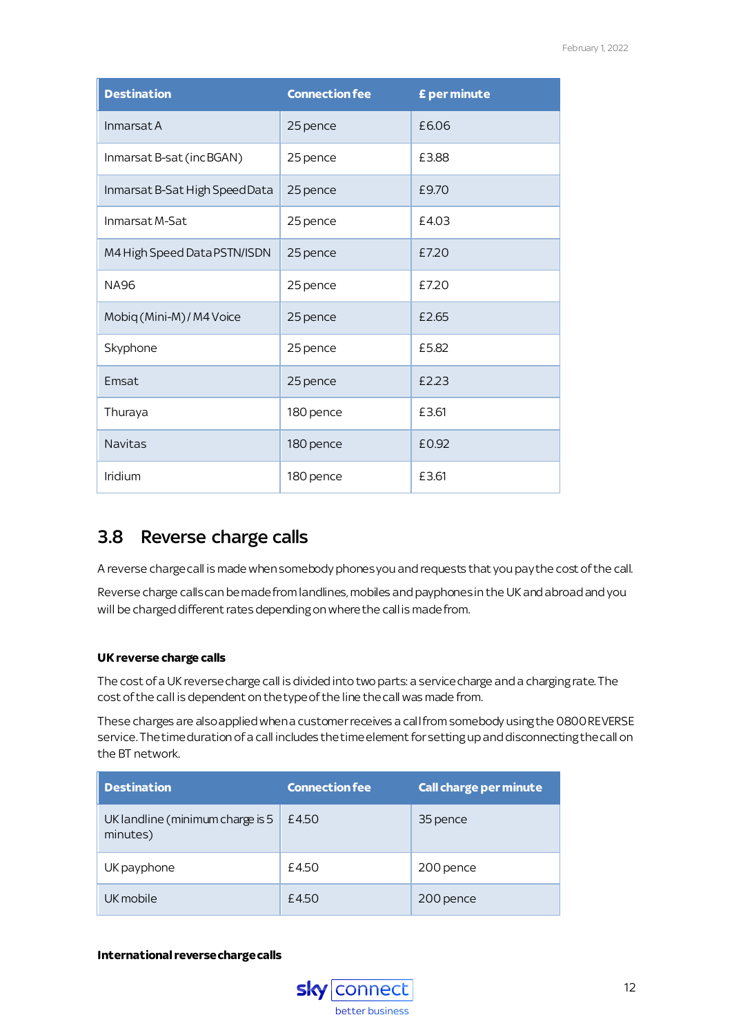| Destination | Connection fee | £ per minute |
|---|---|---|
| Inmarsat A | 25 pence | £6.06 |
| Inmarsat B-sat (inc BGAN) | 25 pence | £3.88 |
| Inmarsat B-Sat High Speed Data | 25 pence | £9.70 |
| Inmarsat M-Sat | 25 pence | £4.03 |
| M4 High Speed Data PSTN/ISDN | 25 pence | £7.20 |
| NA96 | 25 pence | £7.20 |
| Mobiq (Mini-M) / M4 Voice | 25 pence | £2.65 |
| Skyphone | 25 pence | £5.82 |
| Emsat | 25 pence | £2.23 |
| Thuraya | 180 pence | £3.61 |
| Navitas | 180 pence | £0.92 |
| Iridium | 180 pence | £3.61 |

## 3.8 Reverse charge calls

A reverse charge call is made when somebody phones you and requests that you pay the cost of the call.

Reverse charge calls can be made from landlines, mobiles and payphones in the UK and abroad and you will be charged different rates depending on where the call is made from.

#### UK reverse charge calls

The cost of a UK reverse charge call is divided into two parts: a service charge and a charging rate. The cost of the call is dependent on the type of the line the call was made from.

These charges are also applied when a customer receives a call from somebody using the 0800 REVERSE service. The time duration of a call includes the time element for setting up and disconnecting the call on the BT network.

| Destination | Connection fee | Call charge per minute |
|---|---|---|
| UK landline (minimum charge is 5 minutes) | £4.50 | 35 pence |
| UK payphone | £4.50 | 200 pence |
| UK mobile | £4.50 | 200 pence |

#### International reverse charge calls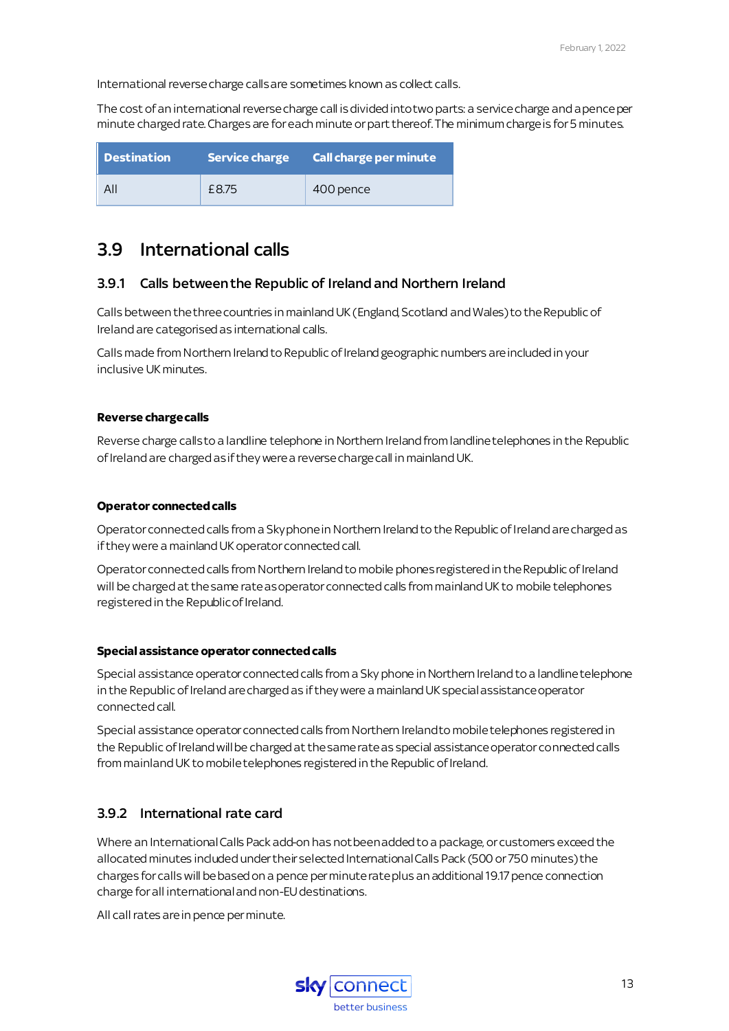International reverse charge calls are sometimes known as collect calls.

The cost of an international reverse charge call is divided into two parts: a service charge and a pence per minute charged rate. Charges are for each minute or part thereof. The minimum charge is for 5 minutes.

| Destination | Service charge | Call charge per minute |
|---|---|---|
| All | £8.75 | 400 pence |

## 3.9 International calls

### 3.9.1 Calls between the Republic of Ireland and Northern Ireland

Calls between the three countries in mainland UK (England, Scotland and Wales) to the Republic of Ireland are categorised as international calls.

Calls made from Northern Ireland to Republic of Ireland geographic numbers are included in your inclusive UK minutes.

**Reverse charge calls**

Reverse charge calls to a landline telephone in Northern Ireland from landline telephones in the Republic of Ireland are charged as if they were a reverse charge call in mainland UK.

**Operator connected calls**

Operator connected calls from a Sky phone in Northern Ireland to the Republic of Ireland are charged as if they were a mainland UK operator connected call.

Operator connected calls from Northern Ireland to mobile phones registered in the Republic of Ireland will be charged at the same rate as operator connected calls from mainland UK to mobile telephones registered in the Republic of Ireland.

**Special assistance operator connected calls**

Special assistance operator connected calls from a Sky phone in Northern Ireland to a landline telephone in the Republic of Ireland are charged as if they were a mainland UK special assistance operator connected call.

Special assistance operator connected calls from Northern Ireland to mobile telephones registered in the Republic of Ireland will be charged at the same rate as special assistance operator connected calls from mainland UK to mobile telephones registered in the Republic of Ireland.

### 3.9.2 International rate card

Where an International Calls Pack add-on has not been added to a package, or customers exceed the allocated minutes included under their selected International Calls Pack (500 or 750 minutes) the charges for calls will be based on a pence per minute rate plus an additional 19.17 pence connection charge for all international and non-EU destinations.

All call rates are in pence per minute.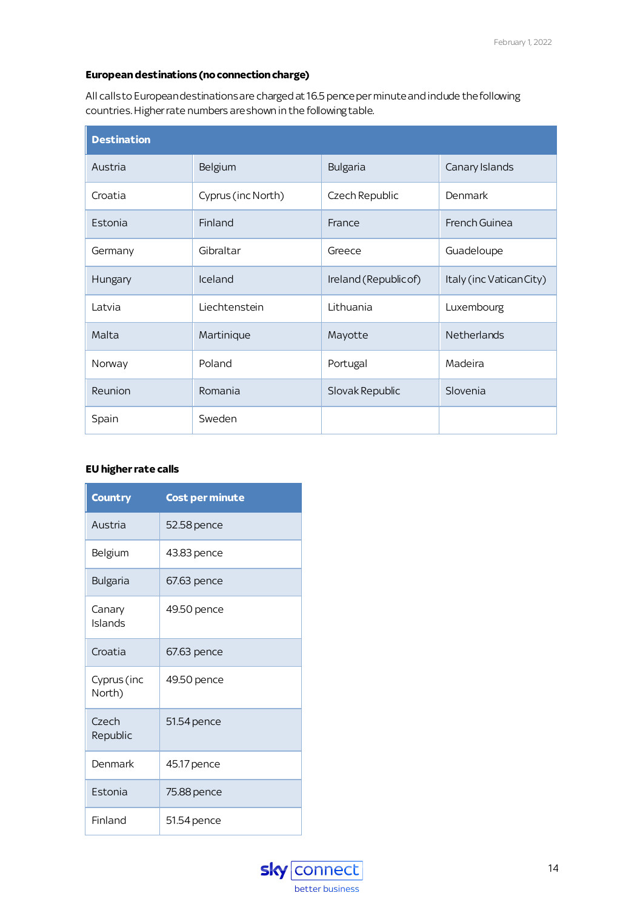### European destinations (no connection charge)

All calls to European destinations are charged at 16.5 pence per minute and include the following countries. Higher rate numbers are shown in the following table.

| Destination | | | |
|---|---|---|---|
| Austria | Belgium | Bulgaria | Canary Islands |
| Croatia | Cyprus (inc North) | Czech Republic | Denmark |
| Estonia | Finland | France | French Guinea |
| Germany | Gibraltar | Greece | Guadeloupe |
| Hungary | Iceland | Ireland (Republic of) | Italy (inc Vatican City) |
| Latvia | Liechtenstein | Lithuania | Luxembourg |
| Malta | Martinique | Mayotte | Netherlands |
| Norway | Poland | Portugal | Madeira |
| Reunion | Romania | Slovak Republic | Slovenia |
| Spain | Sweden | | |

### EU higher rate calls

| Country | Cost per minute |
|---|---|
| Austria | 52.58 pence |
| Belgium | 43.83 pence |
| Bulgaria | 67.63 pence |
| Canary Islands | 49.50 pence |
| Croatia | 67.63 pence |
| Cyprus (inc North) | 49.50 pence |
| Czech Republic | 51.54 pence |
| Denmark | 45.17 pence |
| Estonia | 75.88 pence |
| Finland | 51.54 pence |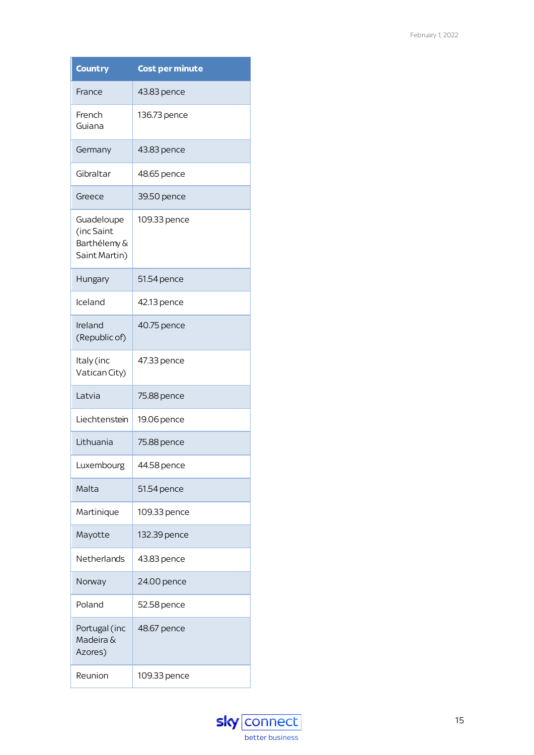| Country | Cost per minute |
|---|---|
| France | 43.83 pence |
| French Guiana | 136.73 pence |
| Germany | 43.83 pence |
| Gibraltar | 48.65 pence |
| Greece | 39.50 pence |
| Guadeloupe (inc Saint Barthélemy & Saint Martin) | 109.33 pence |
| Hungary | 51.54 pence |
| Iceland | 42.13 pence |
| Ireland (Republic of) | 40.75 pence |
| Italy (inc Vatican City) | 47.33 pence |
| Latvia | 75.88 pence |
| Liechtenstein | 19.06 pence |
| Lithuania | 75.88 pence |
| Luxembourg | 44.58 pence |
| Malta | 51.54 pence |
| Martinique | 109.33 pence |
| Mayotte | 132.39 pence |
| Netherlands | 43.83 pence |
| Norway | 24.00 pence |
| Poland | 52.58 pence |
| Portugal (inc Madeira & Azores) | 48.67 pence |
| Reunion | 109.33 pence |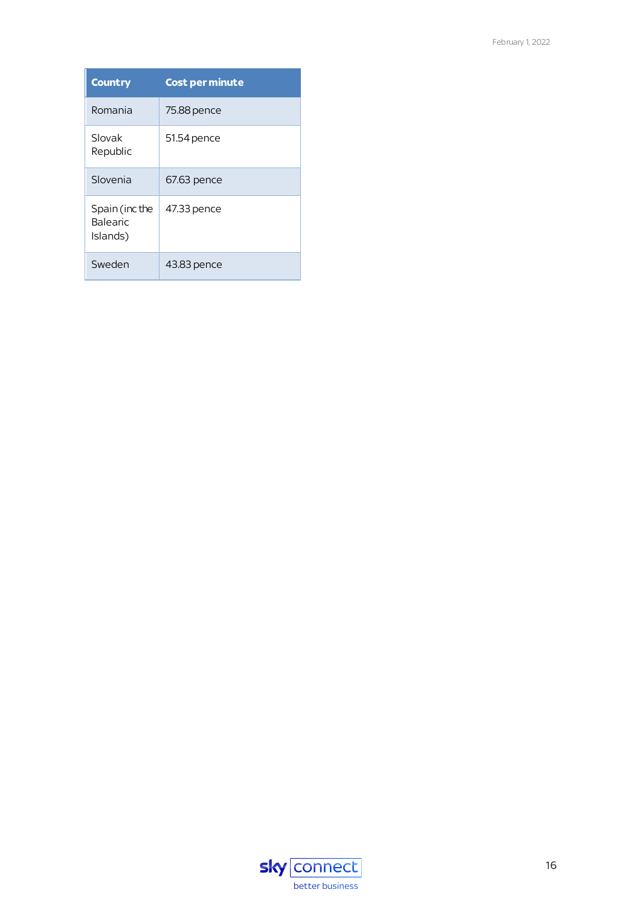| Country | Cost per minute |
| --- | --- |
| Romania | 75.88 pence |
| Slovak Republic | 51.54 pence |
| Slovenia | 67.63 pence |
| Spain (inc the Balearic Islands) | 47.33 pence |
| Sweden | 43.83 pence |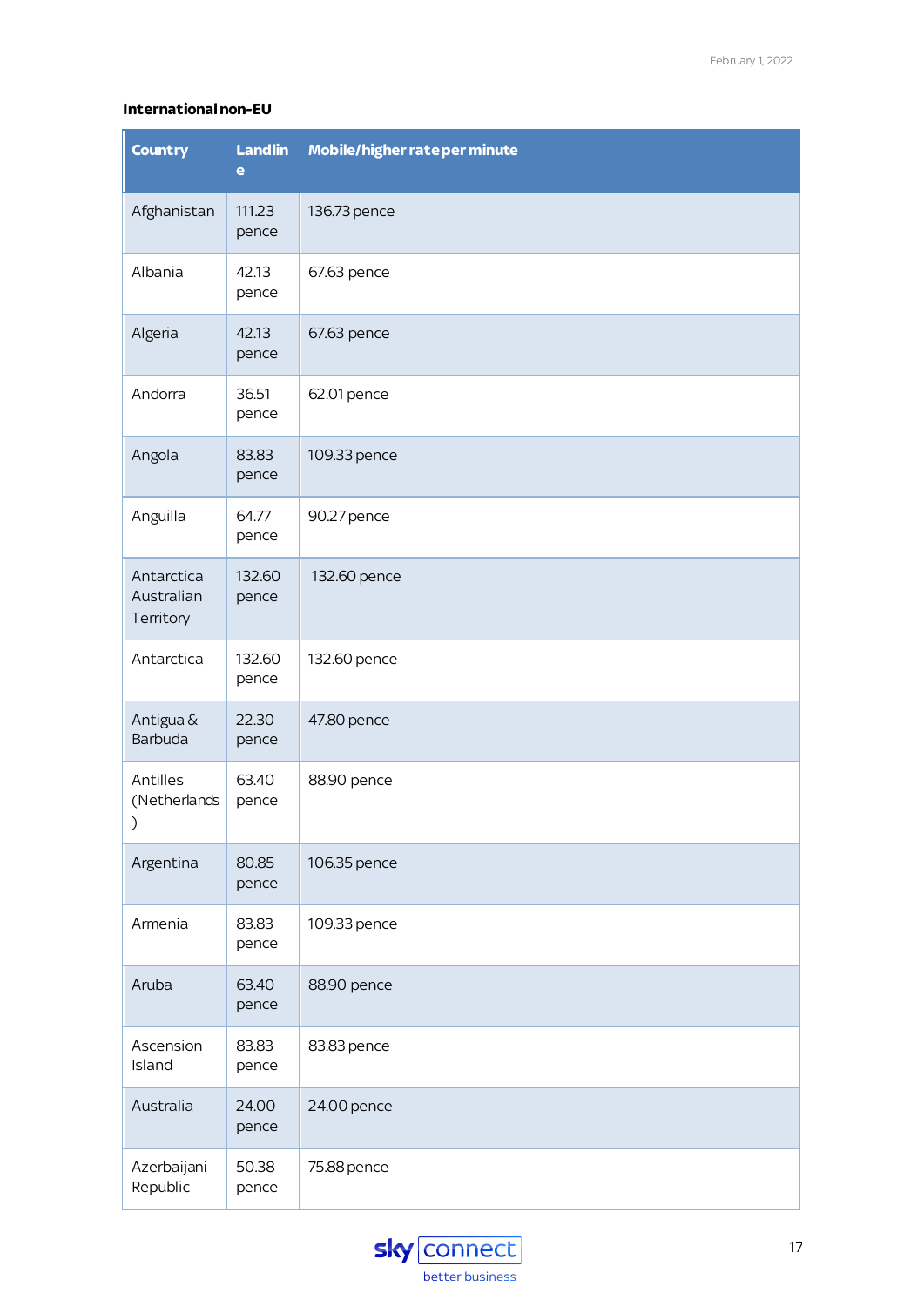**International non-EU**

| Country | Landline | Mobile/higher rate per minute |
|---|---|---|
| Afghanistan | 111.23 pence | 136.73 pence |
| Albania | 42.13 pence | 67.63 pence |
| Algeria | 42.13 pence | 67.63 pence |
| Andorra | 36.51 pence | 62.01 pence |
| Angola | 83.83 pence | 109.33 pence |
| Anguilla | 64.77 pence | 90.27 pence |
| Antarctica Australian Territory | 132.60 pence | 132.60 pence |
| Antarctica | 132.60 pence | 132.60 pence |
| Antigua & Barbuda | 22.30 pence | 47.80 pence |
| Antilles (Netherlands) | 63.40 pence | 88.90 pence |
| Argentina | 80.85 pence | 106.35 pence |
| Armenia | 83.83 pence | 109.33 pence |
| Aruba | 63.40 pence | 88.90 pence |
| Ascension Island | 83.83 pence | 83.83 pence |
| Australia | 24.00 pence | 24.00 pence |
| Azerbaijani Republic | 50.38 pence | 75.88 pence |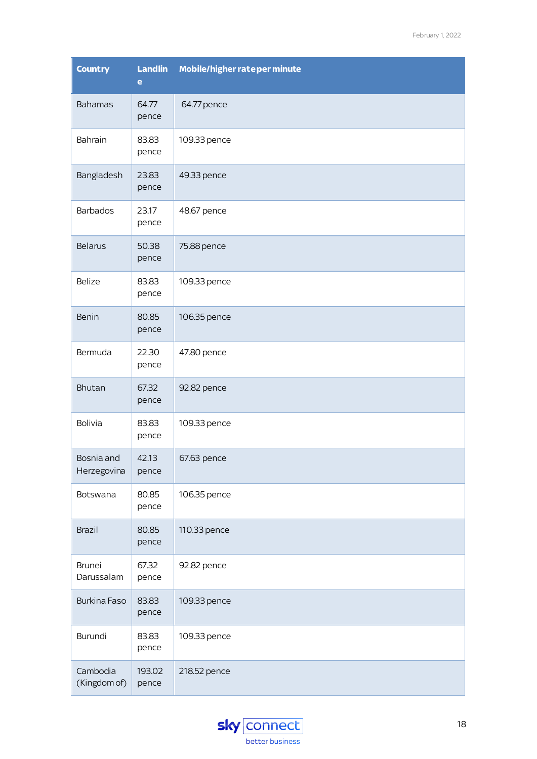| Country | Landline | Mobile/higher rate per minute |
|---|---|---|
| Bahamas | 64.77 pence | 64.77 pence |
| Bahrain | 83.83 pence | 109.33 pence |
| Bangladesh | 23.83 pence | 49.33 pence |
| Barbados | 23.17 pence | 48.67 pence |
| Belarus | 50.38 pence | 75.88 pence |
| Belize | 83.83 pence | 109.33 pence |
| Benin | 80.85 pence | 106.35 pence |
| Bermuda | 22.30 pence | 47.80 pence |
| Bhutan | 67.32 pence | 92.82 pence |
| Bolivia | 83.83 pence | 109.33 pence |
| Bosnia and Herzegovina | 42.13 pence | 67.63 pence |
| Botswana | 80.85 pence | 106.35 pence |
| Brazil | 80.85 pence | 110.33 pence |
| Brunei Darussalam | 67.32 pence | 92.82 pence |
| Burkina Faso | 83.83 pence | 109.33 pence |
| Burundi | 83.83 pence | 109.33 pence |
| Cambodia (Kingdom of) | 193.02 pence | 218.52 pence |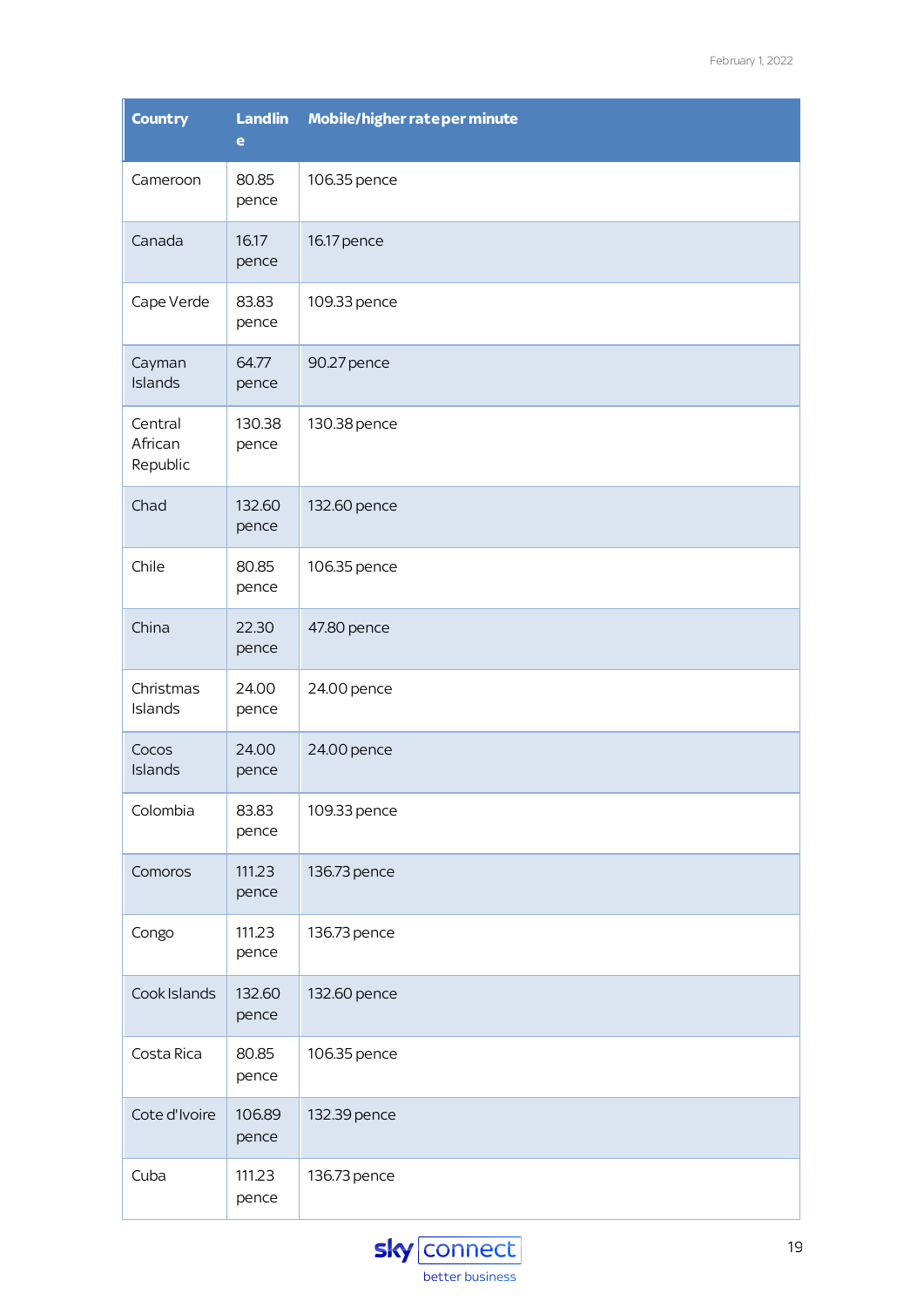| Country | Landline | Mobile/higher rate per minute |
| --- | --- | --- |
| Cameroon | 80.85 pence | 106.35 pence |
| Canada | 16.17 pence | 16.17 pence |
| Cape Verde | 83.83 pence | 109.33 pence |
| Cayman Islands | 64.77 pence | 90.27 pence |
| Central African Republic | 130.38 pence | 130.38 pence |
| Chad | 132.60 pence | 132.60 pence |
| Chile | 80.85 pence | 106.35 pence |
| China | 22.30 pence | 47.80 pence |
| Christmas Islands | 24.00 pence | 24.00 pence |
| Cocos Islands | 24.00 pence | 24.00 pence |
| Colombia | 83.83 pence | 109.33 pence |
| Comoros | 111.23 pence | 136.73 pence |
| Congo | 111.23 pence | 136.73 pence |
| Cook Islands | 132.60 pence | 132.60 pence |
| Costa Rica | 80.85 pence | 106.35 pence |
| Cote d'Ivoire | 106.89 pence | 132.39 pence |
| Cuba | 111.23 pence | 136.73 pence |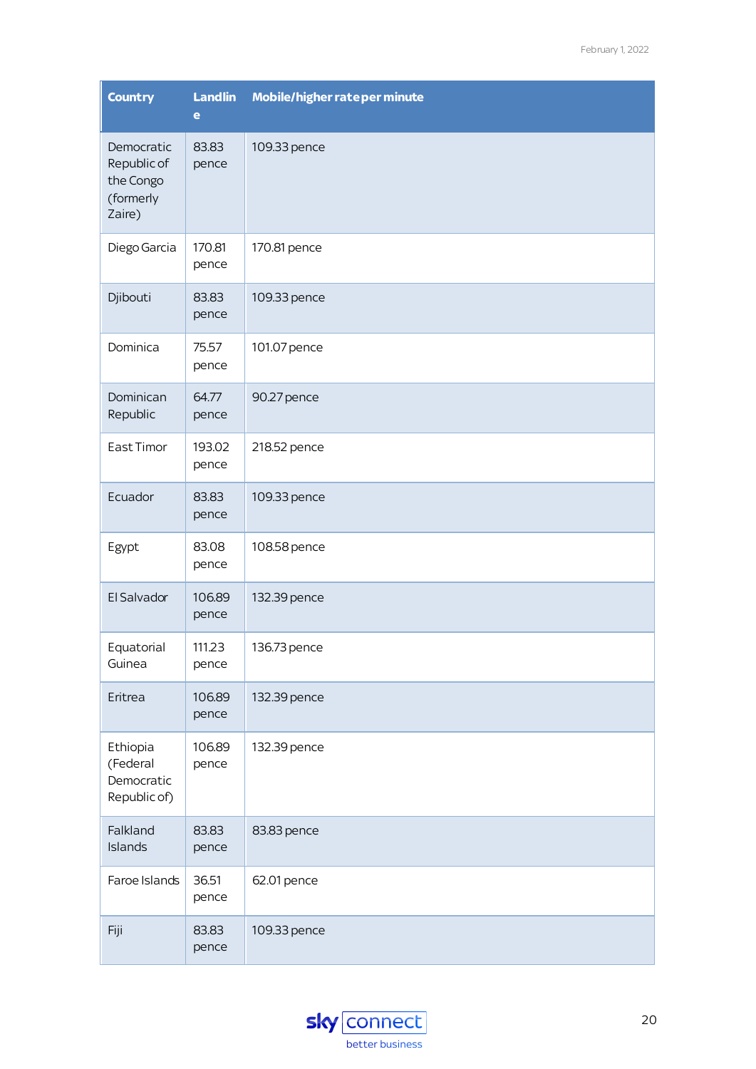| Country | Landline | Mobile/higher rate per minute |
|---|---|---|
| Democratic Republic of the Congo (formerly Zaire) | 83.83 pence | 109.33 pence |
| Diego Garcia | 170.81 pence | 170.81 pence |
| Djibouti | 83.83 pence | 109.33 pence |
| Dominica | 75.57 pence | 101.07 pence |
| Dominican Republic | 64.77 pence | 90.27 pence |
| East Timor | 193.02 pence | 218.52 pence |
| Ecuador | 83.83 pence | 109.33 pence |
| Egypt | 83.08 pence | 108.58 pence |
| El Salvador | 106.89 pence | 132.39 pence |
| Equatorial Guinea | 111.23 pence | 136.73 pence |
| Eritrea | 106.89 pence | 132.39 pence |
| Ethiopia (Federal Democratic Republic of) | 106.89 pence | 132.39 pence |
| Falkland Islands | 83.83 pence | 83.83 pence |
| Faroe Islands | 36.51 pence | 62.01 pence |
| Fiji | 83.83 pence | 109.33 pence |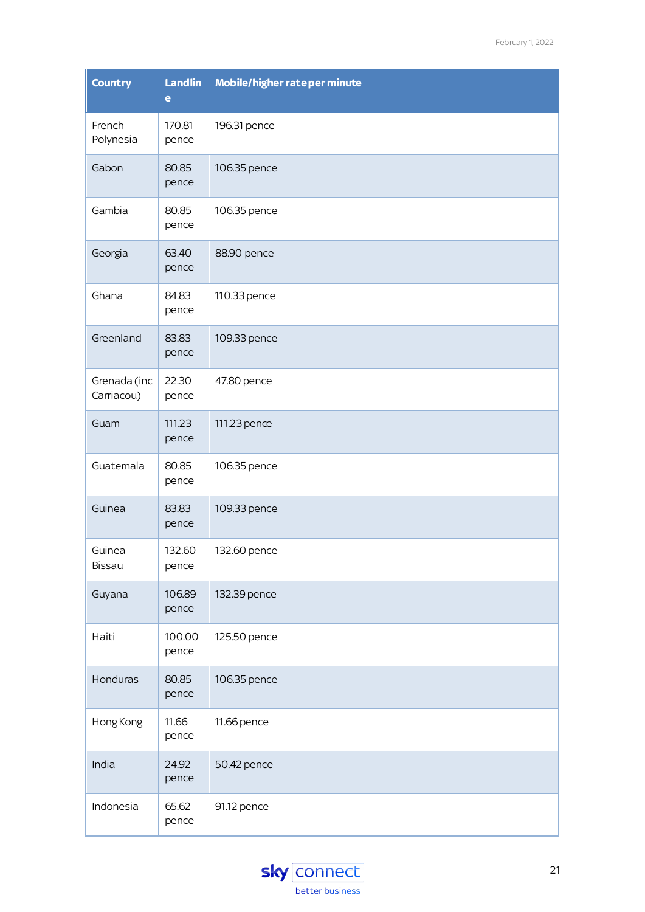| Country | Landline | Mobile/higher rate per minute |
|---|---|---|
| French Polynesia | 170.81 pence | 196.31 pence |
| Gabon | 80.85 pence | 106.35 pence |
| Gambia | 80.85 pence | 106.35 pence |
| Georgia | 63.40 pence | 88.90 pence |
| Ghana | 84.83 pence | 110.33 pence |
| Greenland | 83.83 pence | 109.33 pence |
| Grenada (inc Carriacou) | 22.30 pence | 47.80 pence |
| Guam | 111.23 pence | 111.23 pence |
| Guatemala | 80.85 pence | 106.35 pence |
| Guinea | 83.83 pence | 109.33 pence |
| Guinea Bissau | 132.60 pence | 132.60 pence |
| Guyana | 106.89 pence | 132.39 pence |
| Haiti | 100.00 pence | 125.50 pence |
| Honduras | 80.85 pence | 106.35 pence |
| Hong Kong | 11.66 pence | 11.66 pence |
| India | 24.92 pence | 50.42 pence |
| Indonesia | 65.62 pence | 91.12 pence |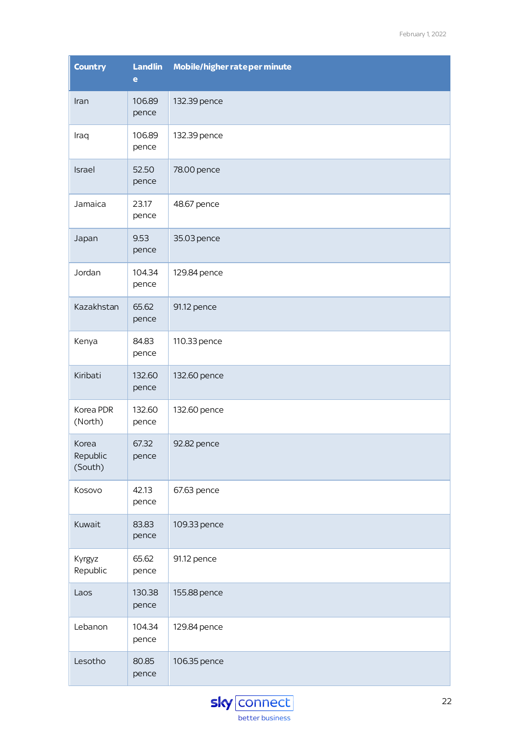| Country | Landline | Mobile/higher rate per minute |
|---|---|---|
| Iran | 106.89 pence | 132.39 pence |
| Iraq | 106.89 pence | 132.39 pence |
| Israel | 52.50 pence | 78.00 pence |
| Jamaica | 23.17 pence | 48.67 pence |
| Japan | 9.53 pence | 35.03 pence |
| Jordan | 104.34 pence | 129.84 pence |
| Kazakhstan | 65.62 pence | 91.12 pence |
| Kenya | 84.83 pence | 110.33 pence |
| Kiribati | 132.60 pence | 132.60 pence |
| Korea PDR (North) | 132.60 pence | 132.60 pence |
| Korea Republic (South) | 67.32 pence | 92.82 pence |
| Kosovo | 42.13 pence | 67.63 pence |
| Kuwait | 83.83 pence | 109.33 pence |
| Kyrgyz Republic | 65.62 pence | 91.12 pence |
| Laos | 130.38 pence | 155.88 pence |
| Lebanon | 104.34 pence | 129.84 pence |
| Lesotho | 80.85 pence | 106.35 pence |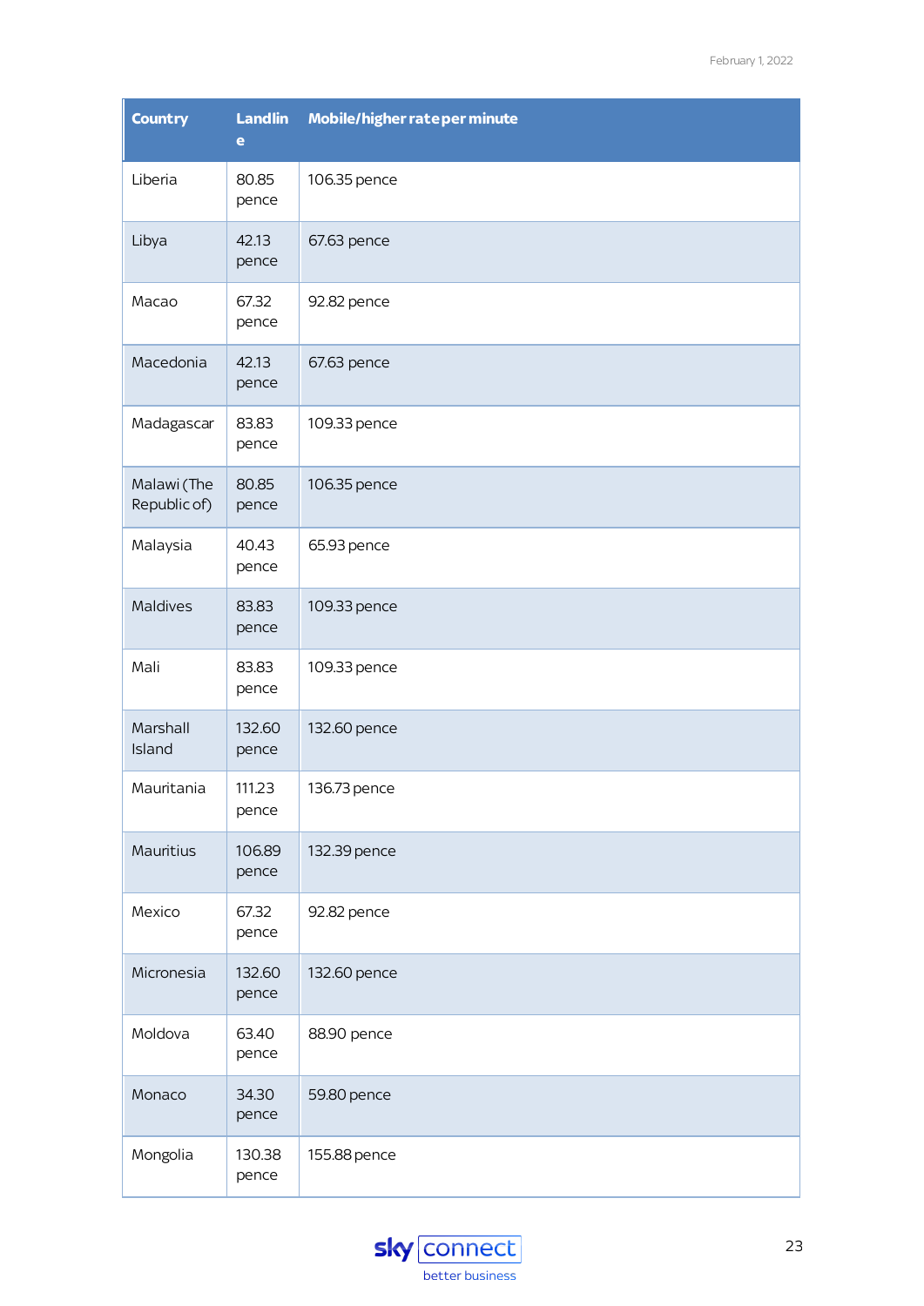| Country | Landline | Mobile/higher rate per minute |
|---|---|---|
| Liberia | 80.85 pence | 106.35 pence |
| Libya | 42.13 pence | 67.63 pence |
| Macao | 67.32 pence | 92.82 pence |
| Macedonia | 42.13 pence | 67.63 pence |
| Madagascar | 83.83 pence | 109.33 pence |
| Malawi (The Republic of) | 80.85 pence | 106.35 pence |
| Malaysia | 40.43 pence | 65.93 pence |
| Maldives | 83.83 pence | 109.33 pence |
| Mali | 83.83 pence | 109.33 pence |
| Marshall Island | 132.60 pence | 132.60 pence |
| Mauritania | 111.23 pence | 136.73 pence |
| Mauritius | 106.89 pence | 132.39 pence |
| Mexico | 67.32 pence | 92.82 pence |
| Micronesia | 132.60 pence | 132.60 pence |
| Moldova | 63.40 pence | 88.90 pence |
| Monaco | 34.30 pence | 59.80 pence |
| Mongolia | 130.38 pence | 155.88 pence |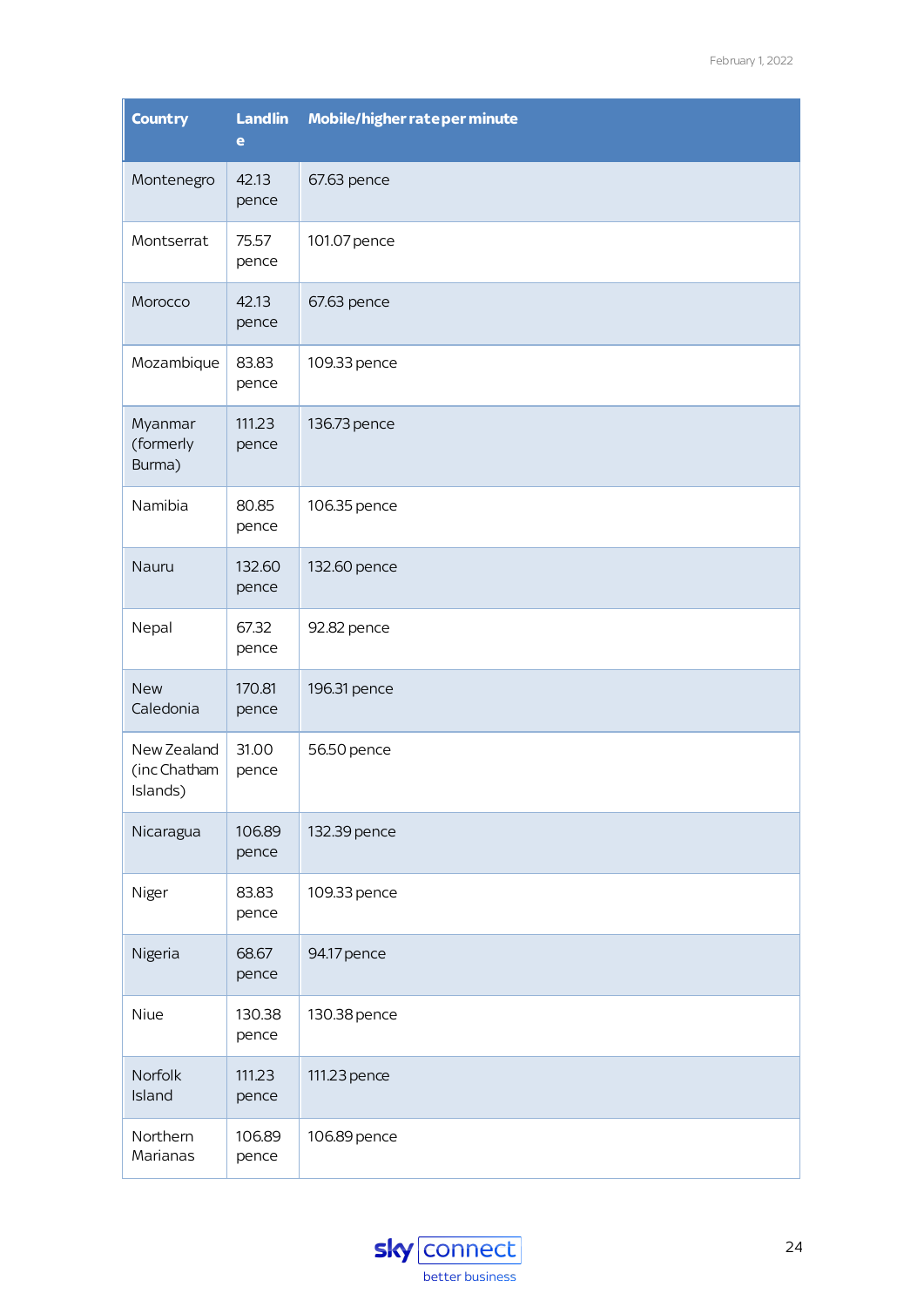| Country | Landline | Mobile/higher rate per minute |
|---|---|---|
| Montenegro | 42.13 pence | 67.63 pence |
| Montserrat | 75.57 pence | 101.07 pence |
| Morocco | 42.13 pence | 67.63 pence |
| Mozambique | 83.83 pence | 109.33 pence |
| Myanmar (formerly Burma) | 111.23 pence | 136.73 pence |
| Namibia | 80.85 pence | 106.35 pence |
| Nauru | 132.60 pence | 132.60 pence |
| Nepal | 67.32 pence | 92.82 pence |
| New Caledonia | 170.81 pence | 196.31 pence |
| New Zealand (inc Chatham Islands) | 31.00 pence | 56.50 pence |
| Nicaragua | 106.89 pence | 132.39 pence |
| Niger | 83.83 pence | 109.33 pence |
| Nigeria | 68.67 pence | 94.17 pence |
| Niue | 130.38 pence | 130.38 pence |
| Norfolk Island | 111.23 pence | 111.23 pence |
| Northern Marianas | 106.89 pence | 106.89 pence |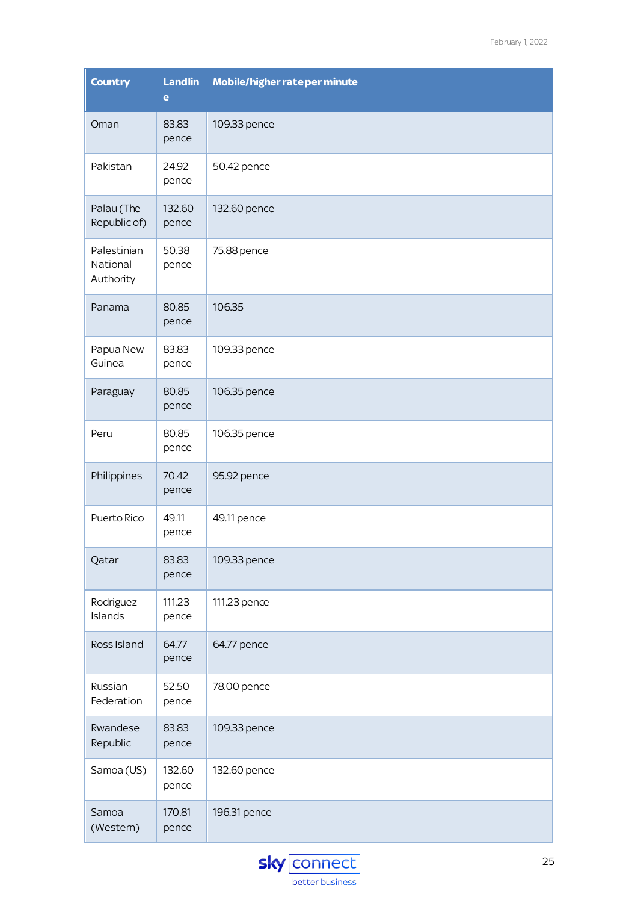| Country | Landline | Mobile/higher rate per minute |
| --- | --- | --- |
| Oman | 83.83 pence | 109.33 pence |
| Pakistan | 24.92 pence | 50.42 pence |
| Palau (The Republic of) | 132.60 pence | 132.60 pence |
| Palestinian National Authority | 50.38 pence | 75.88 pence |
| Panama | 80.85 pence | 106.35 |
| Papua New Guinea | 83.83 pence | 109.33 pence |
| Paraguay | 80.85 pence | 106.35 pence |
| Peru | 80.85 pence | 106.35 pence |
| Philippines | 70.42 pence | 95.92 pence |
| Puerto Rico | 49.11 pence | 49.11 pence |
| Qatar | 83.83 pence | 109.33 pence |
| Rodriguez Islands | 111.23 pence | 111.23 pence |
| Ross Island | 64.77 pence | 64.77 pence |
| Russian Federation | 52.50 pence | 78.00 pence |
| Rwandese Republic | 83.83 pence | 109.33 pence |
| Samoa (US) | 132.60 pence | 132.60 pence |
| Samoa (Western) | 170.81 pence | 196.31 pence |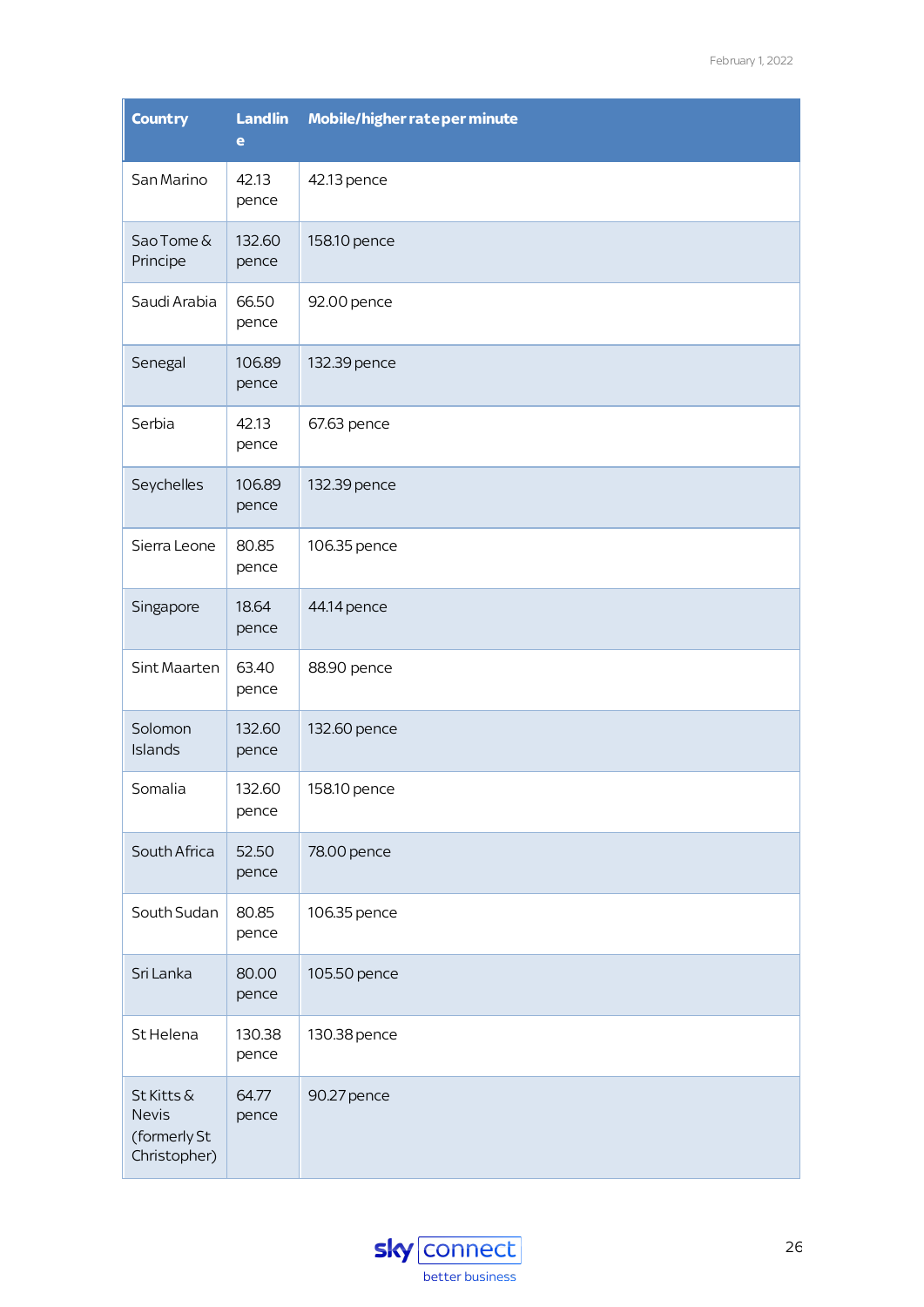| Country | Landline | Mobile/higher rate per minute |
|---|---|---|
| San Marino | 42.13 pence | 42.13 pence |
| Sao Tome & Principe | 132.60 pence | 158.10 pence |
| Saudi Arabia | 66.50 pence | 92.00 pence |
| Senegal | 106.89 pence | 132.39 pence |
| Serbia | 42.13 pence | 67.63 pence |
| Seychelles | 106.89 pence | 132.39 pence |
| Sierra Leone | 80.85 pence | 106.35 pence |
| Singapore | 18.64 pence | 44.14 pence |
| Sint Maarten | 63.40 pence | 88.90 pence |
| Solomon Islands | 132.60 pence | 132.60 pence |
| Somalia | 132.60 pence | 158.10 pence |
| South Africa | 52.50 pence | 78.00 pence |
| South Sudan | 80.85 pence | 106.35 pence |
| Sri Lanka | 80.00 pence | 105.50 pence |
| St Helena | 130.38 pence | 130.38 pence |
| St Kitts & Nevis (formerly St Christopher) | 64.77 pence | 90.27 pence |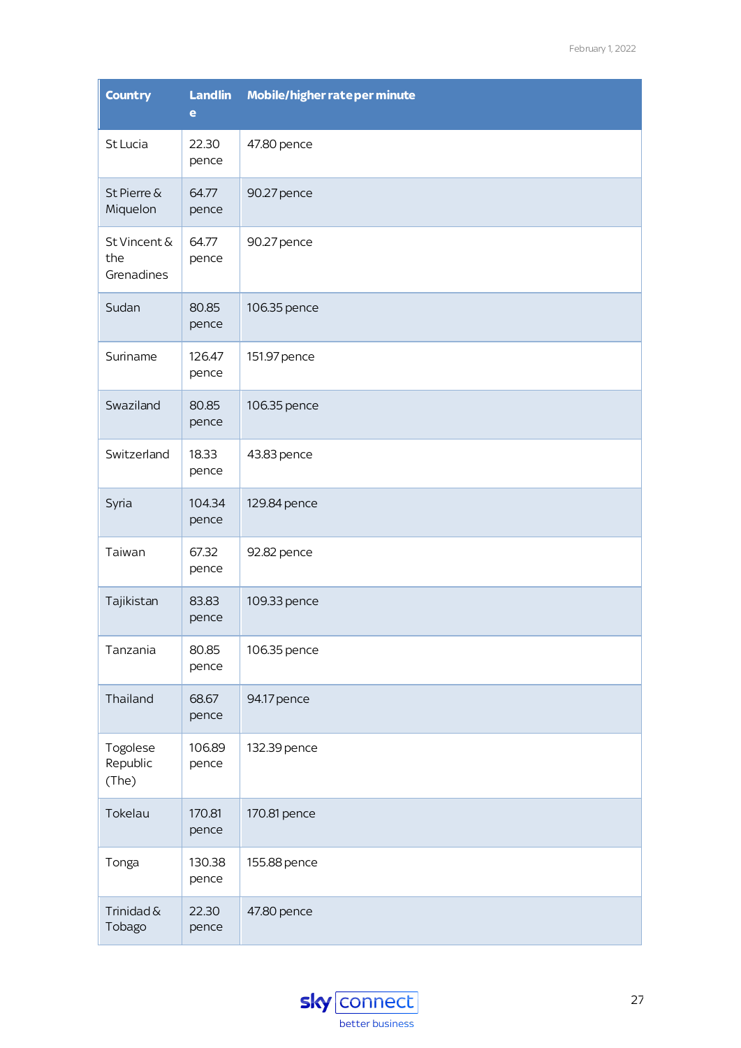| Country | Landline | Mobile/higher rate per minute |
|---|---|---|
| St Lucia | 22.30 pence | 47.80 pence |
| St Pierre & Miquelon | 64.77 pence | 90.27 pence |
| St Vincent & the Grenadines | 64.77 pence | 90.27 pence |
| Sudan | 80.85 pence | 106.35 pence |
| Suriname | 126.47 pence | 151.97 pence |
| Swaziland | 80.85 pence | 106.35 pence |
| Switzerland | 18.33 pence | 43.83 pence |
| Syria | 104.34 pence | 129.84 pence |
| Taiwan | 67.32 pence | 92.82 pence |
| Tajikistan | 83.83 pence | 109.33 pence |
| Tanzania | 80.85 pence | 106.35 pence |
| Thailand | 68.67 pence | 94.17 pence |
| Togolese Republic (The) | 106.89 pence | 132.39 pence |
| Tokelau | 170.81 pence | 170.81 pence |
| Tonga | 130.38 pence | 155.88 pence |
| Trinidad & Tobago | 22.30 pence | 47.80 pence |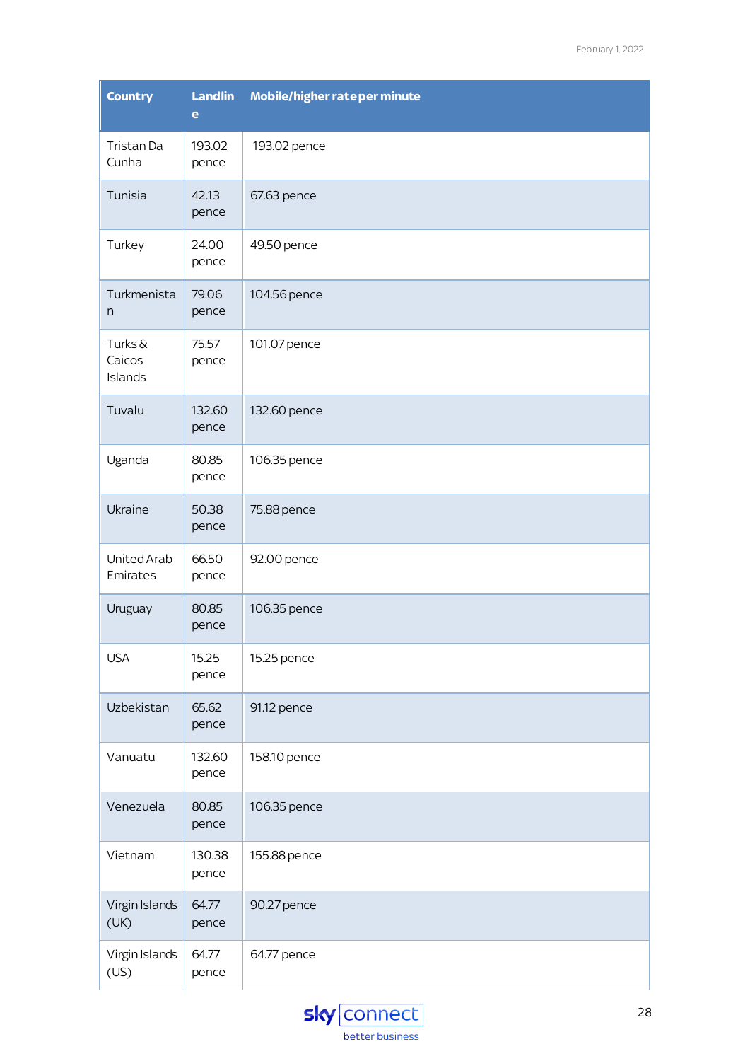| Country | Landline | Mobile/higher rate per minute |
| --- | --- | --- |
| Tristan Da Cunha | 193.02 pence | 193.02 pence |
| Tunisia | 42.13 pence | 67.63 pence |
| Turkey | 24.00 pence | 49.50 pence |
| Turkmenistan | 79.06 pence | 104.56 pence |
| Turks & Caicos Islands | 75.57 pence | 101.07 pence |
| Tuvalu | 132.60 pence | 132.60 pence |
| Uganda | 80.85 pence | 106.35 pence |
| Ukraine | 50.38 pence | 75.88 pence |
| United Arab Emirates | 66.50 pence | 92.00 pence |
| Uruguay | 80.85 pence | 106.35 pence |
| USA | 15.25 pence | 15.25 pence |
| Uzbekistan | 65.62 pence | 91.12 pence |
| Vanuatu | 132.60 pence | 158.10 pence |
| Venezuela | 80.85 pence | 106.35 pence |
| Vietnam | 130.38 pence | 155.88 pence |
| Virgin Islands (UK) | 64.77 pence | 90.27 pence |
| Virgin Islands (US) | 64.77 pence | 64.77 pence |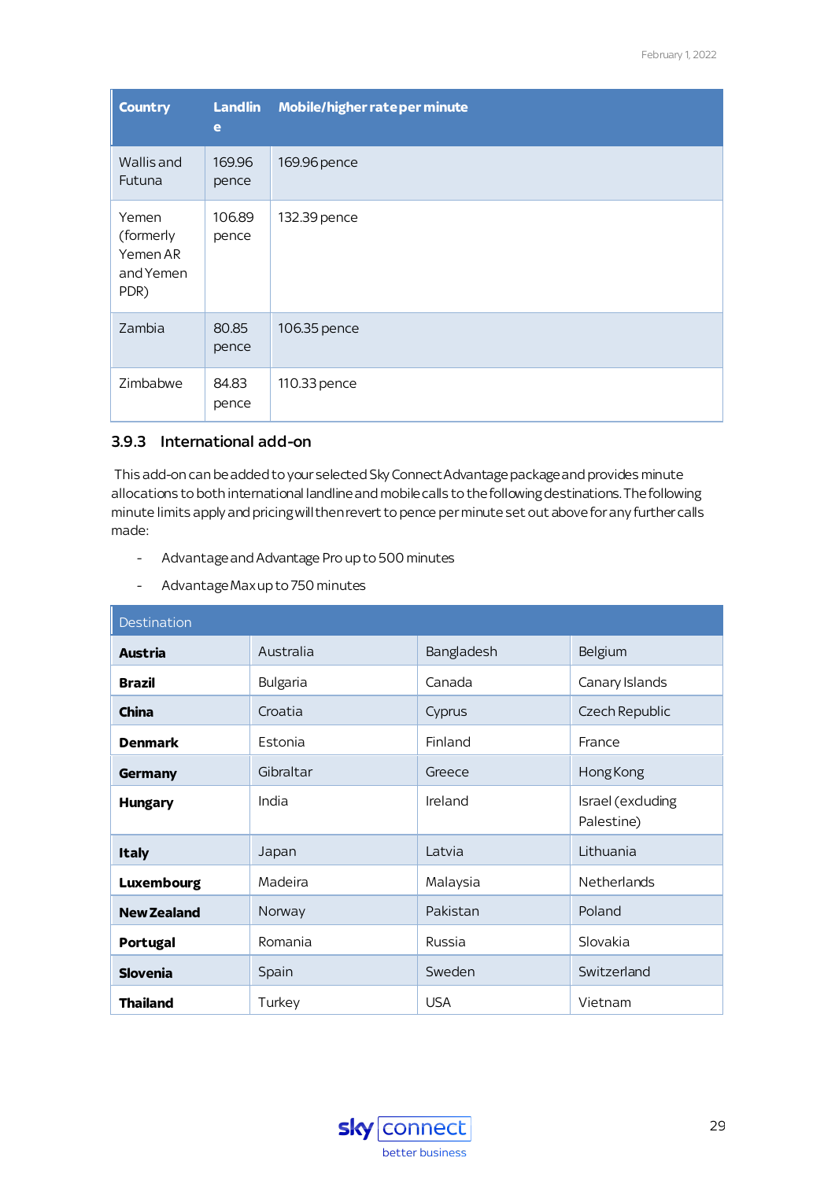| Country | Landline | Mobile/higher rate per minute |
|---|---|---|
| Wallis and Futuna | 169.96 pence | 169.96 pence |
| Yemen (formerly Yemen AR and Yemen PDR) | 106.89 pence | 132.39 pence |
| Zambia | 80.85 pence | 106.35 pence |
| Zimbabwe | 84.83 pence | 110.33 pence |

### 3.9.3 International add-on

This add-on can be added to your selected Sky Connect Advantage package and provides minute allocations to both international landline and mobile calls to the following destinations. The following minute limits apply and pricing will then revert to pence per minute set out above for any further calls made:

- Advantage and Advantage Pro up to 500 minutes
- Advantage Max up to 750 minutes

| Destination | | | |
|---|---|---|---|
| **Austria** | Australia | Bangladesh | Belgium |
| **Brazil** | Bulgaria | Canada | Canary Islands |
| **China** | Croatia | Cyprus | Czech Republic |
| **Denmark** | Estonia | Finland | France |
| **Germany** | Gibraltar | Greece | Hong Kong |
| **Hungary** | India | Ireland | Israel (excluding Palestine) |
| **Italy** | Japan | Latvia | Lithuania |
| **Luxembourg** | Madeira | Malaysia | Netherlands |
| **New Zealand** | Norway | Pakistan | Poland |
| **Portugal** | Romania | Russia | Slovakia |
| **Slovenia** | Spain | Sweden | Switzerland |
| **Thailand** | Turkey | USA | Vietnam |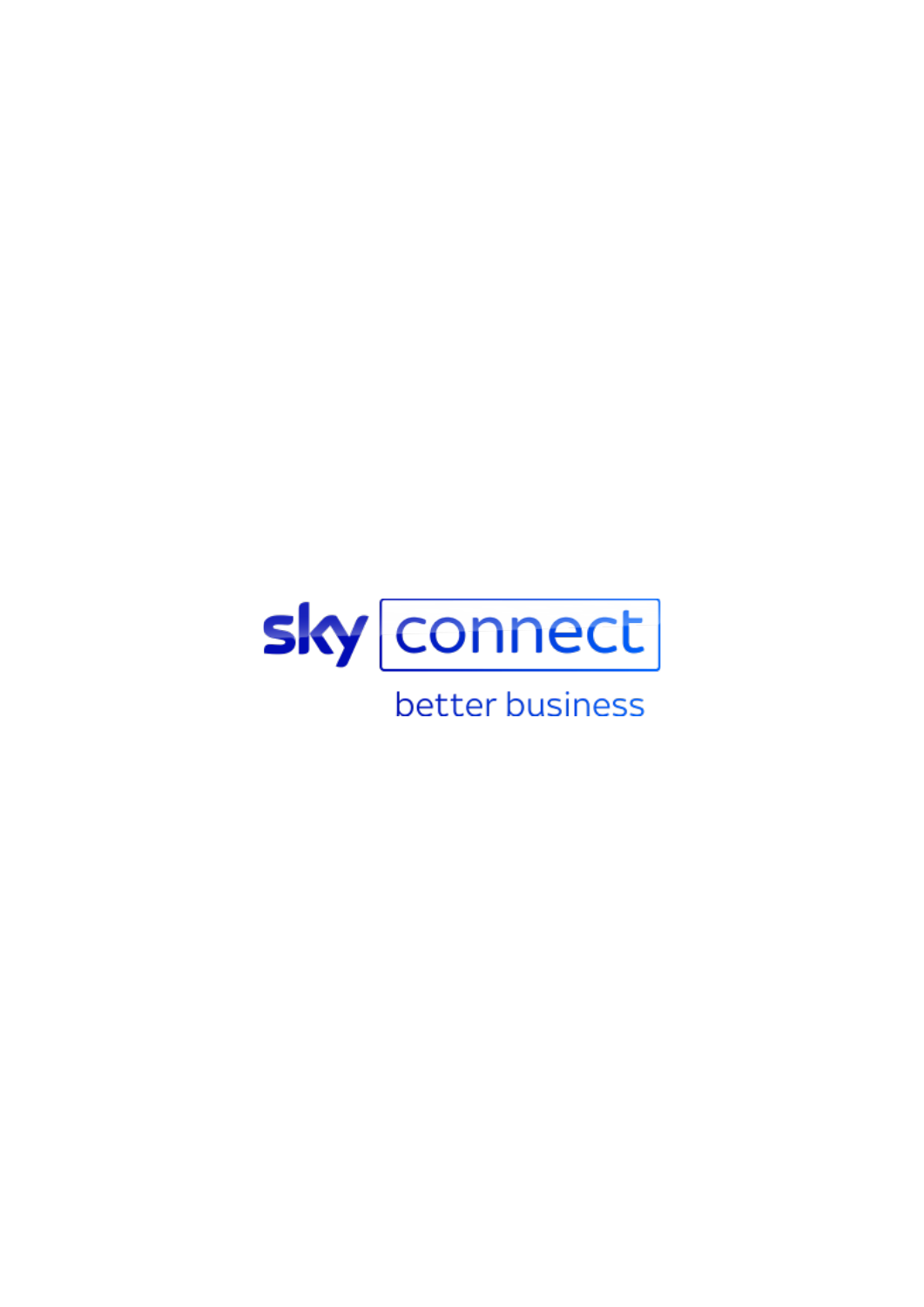sky connect

better business